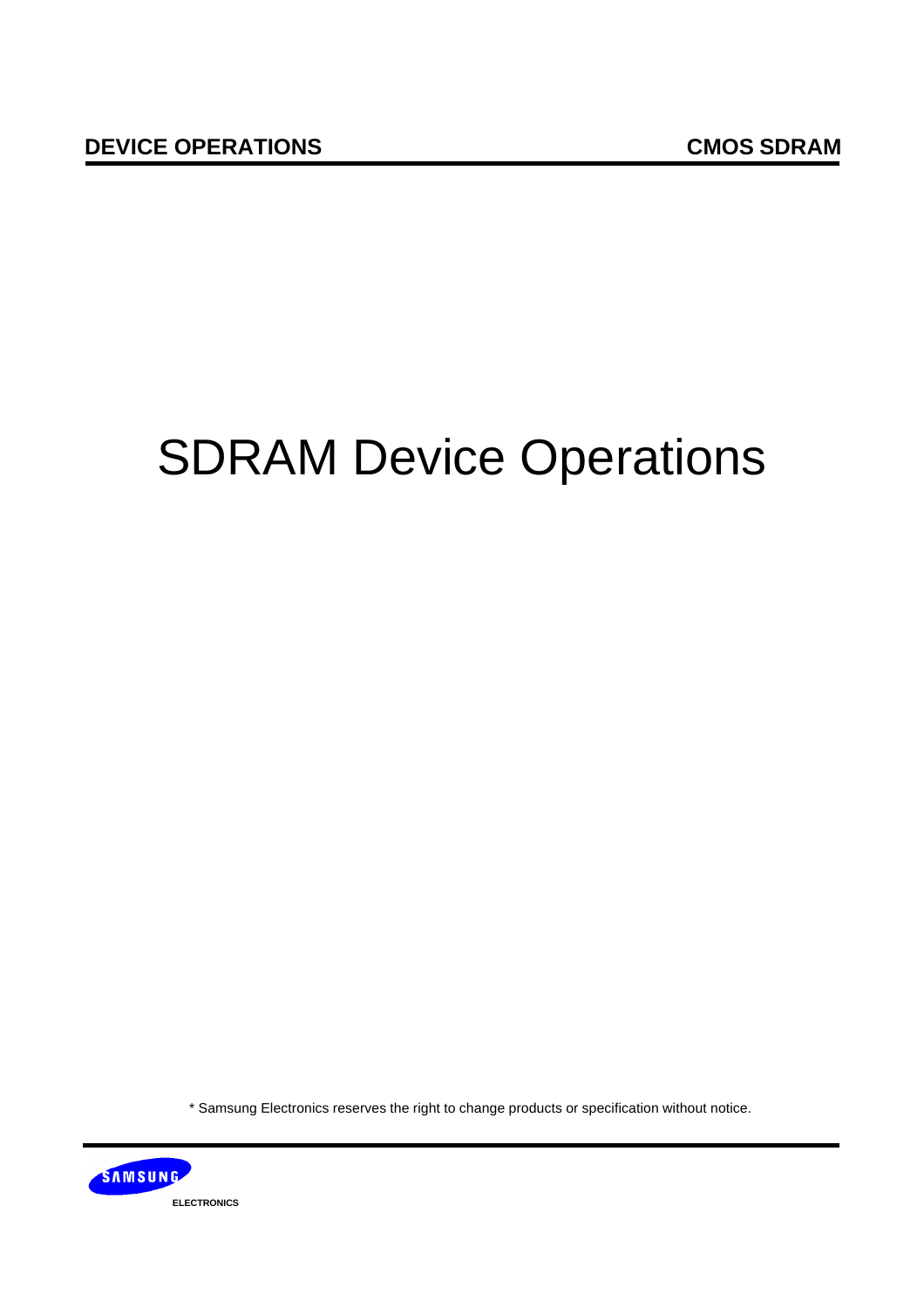# SDRAM Device Operations

* Samsung Electronics reserves the right to change products or specification without notice.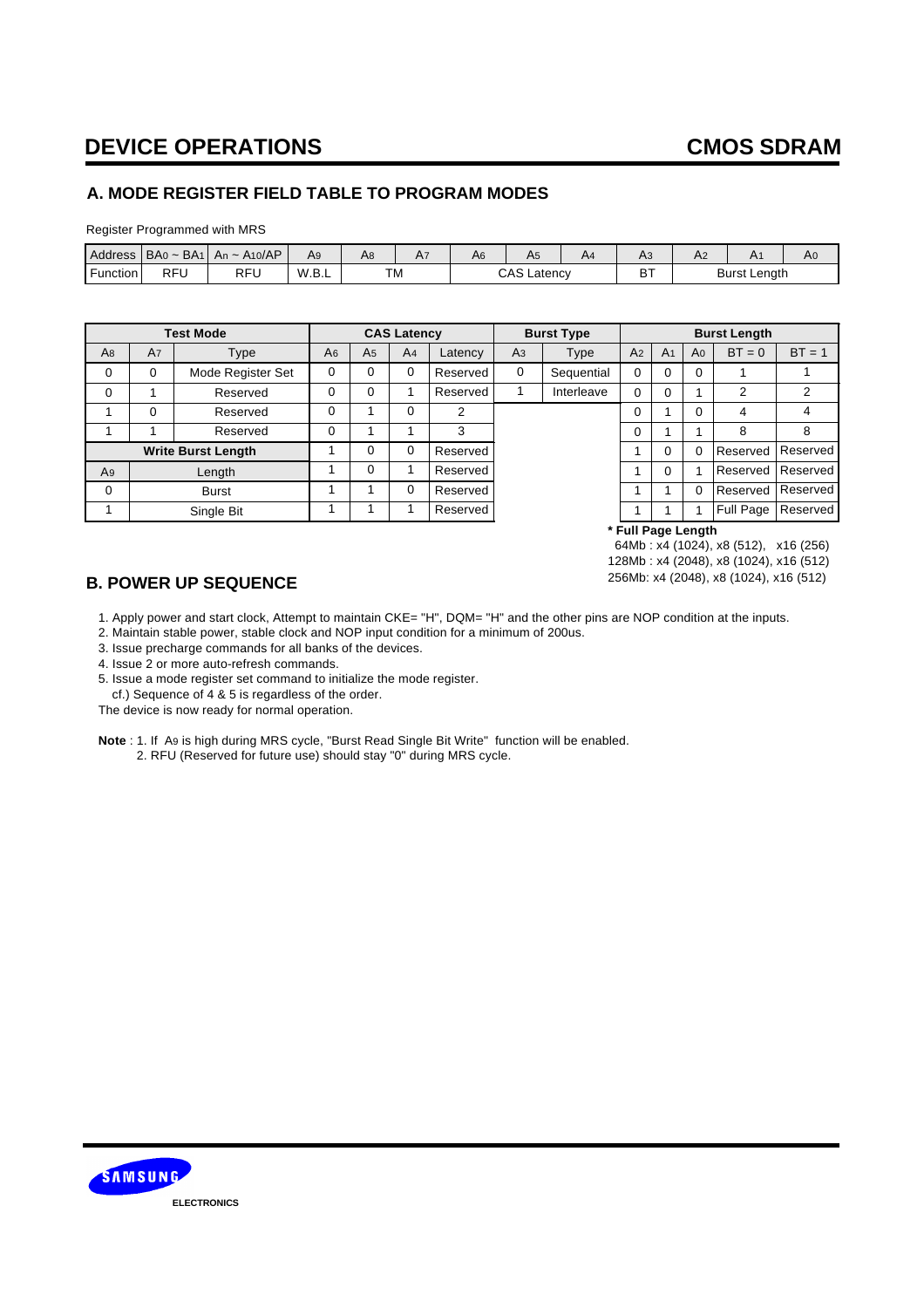## A. MODE REGISTER FIELD TABLE TO PROGRAM MODES

Register Programmed with MRS

| Address | $BA_0$ ~ $BA_1$ | $A_n$ ~ $A_{10}$/AP | $A_9$ | $A_8$ | $A_7$ | $A_6$ | $A_5$ | $A_4$ | $A_3$ | $A_2$ | $A_1$ | $A_0$ |
|---|---|---|---|---|---|---|---|---|---|---|---|---|
| Function | RFU | RFU | W.B.L | TM | | CAS Latency | | | BT | Burst Length | | |

| Test Mode | | | CAS Latency | | | | Burst Type | | Burst Length | | | | |
|---|---|---|---|---|---|---|---|---|---|---|---|---|---|
| $A_8$ | $A_7$ | Type | $A_6$ | $A_5$ | $A_4$ | Latency | $A_3$ | Type | $A_2$ | $A_1$ | $A_0$ | BT = 0 | BT = 1 |
| 0 | 0 | Mode Register Set | 0 | 0 | 0 | Reserved | 0 | Sequential | 0 | 0 | 0 | 1 | 1 |
| 0 | 1 | Reserved | 0 | 0 | 1 | Reserved | 1 | Interleave | 0 | 0 | 1 | 2 | 2 |
| 1 | 0 | Reserved | 0 | 1 | 0 | 2 | | | 0 | 1 | 0 | 4 | 4 |
| 1 | 1 | Reserved | 0 | 1 | 1 | 3 | | | 0 | 1 | 1 | 8 | 8 |
| **Write Burst Length** | | | 1 | 0 | 0 | Reserved | | | 1 | 0 | 0 | Reserved | Reserved |
| $A_9$ | Length | | 1 | 0 | 1 | Reserved | | | 1 | 0 | 1 | Reserved | Reserved |
| 0 | Burst | | 1 | 1 | 0 | Reserved | | | 1 | 1 | 0 | Reserved | Reserved |
| 1 | Single Bit | | 1 | 1 | 1 | Reserved | | | 1 | 1 | 1 | Full Page | Reserved |

**\* Full Page Length**
64Mb : x4 (1024), x8 (512), x16 (256)
128Mb : x4 (2048), x8 (1024), x16 (512)
256Mb: x4 (2048), x8 (1024), x16 (512)

## B. POWER UP SEQUENCE

1. Apply power and start clock, Attempt to maintain CKE= "H", DQM= "H" and the other pins are NOP condition at the inputs.
2. Maintain stable power, stable clock and NOP input condition for a minimum of 200us.
3. Issue precharge commands for all banks of the devices.
4. Issue 2 or more auto-refresh commands.
5. Issue a mode register set command to initialize the mode register.
   cf.) Sequence of 4 & 5 is regardless of the order.

The device is now ready for normal operation.

**Note** : 1. If $A_9$ is high during MRS cycle, "Burst Read Single Bit Write" function will be enabled.
2. RFU (Reserved for future use) should stay "0" during MRS cycle.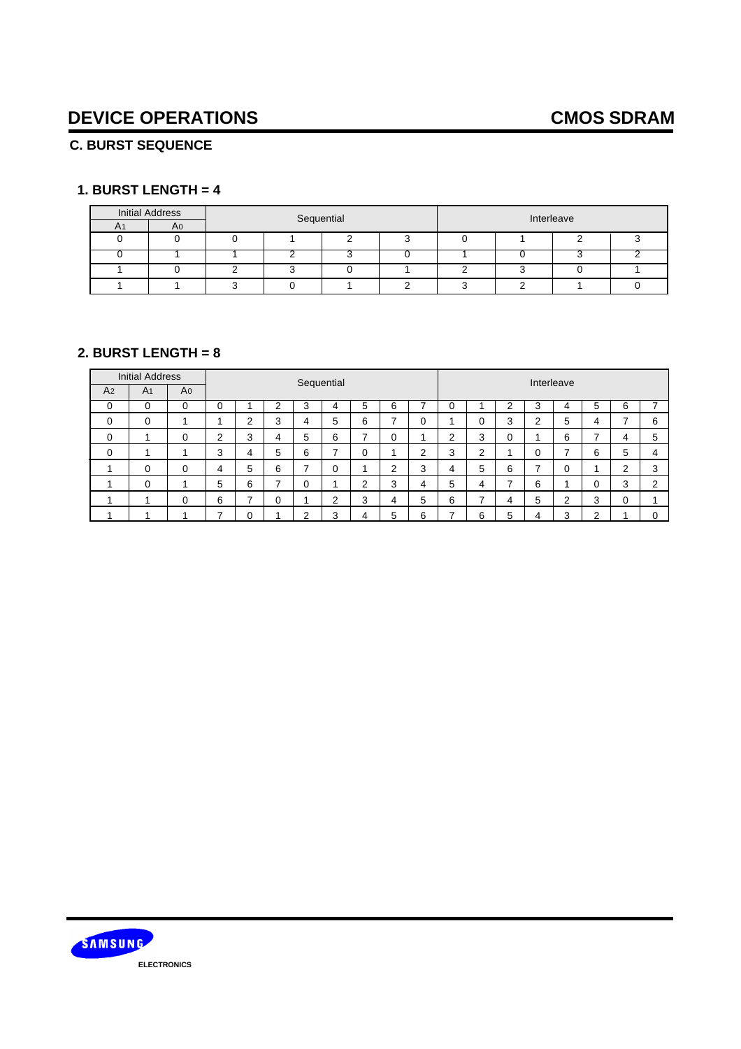# DEVICE OPERATIONS

## C. BURST SEQUENCE

### 1. BURST LENGTH = 4

| Initial Address | | Sequential | | | | Interleave | | | |
|---|---|---|---|---|---|---|---|---|---|
| $A_1$ | $A_0$ | | | | | | | | |
| 0 | 0 | 0 | 1 | 2 | 3 | 0 | 1 | 2 | 3 |
| 0 | 1 | 1 | 2 | 3 | 0 | 1 | 0 | 3 | 2 |
| 1 | 0 | 2 | 3 | 0 | 1 | 2 | 3 | 0 | 1 |
| 1 | 1 | 3 | 0 | 1 | 2 | 3 | 2 | 1 | 0 |

### 2. BURST LENGTH = 8

| Initial Address | | | Sequential | | | | | | | | Interleave | | | | | | | |
|---|---|---|---|---|---|---|---|---|---|---|---|---|---|---|---|---|---|---|
| $A_2$ | $A_1$ | $A_0$ | | | | | | | | | | | | | | | | |
| 0 | 0 | 0 | 0 | 1 | 2 | 3 | 4 | 5 | 6 | 7 | 0 | 1 | 2 | 3 | 4 | 5 | 6 | 7 |
| 0 | 0 | 1 | 1 | 2 | 3 | 4 | 5 | 6 | 7 | 0 | 1 | 0 | 3 | 2 | 5 | 4 | 7 | 6 |
| 0 | 1 | 0 | 2 | 3 | 4 | 5 | 6 | 7 | 0 | 1 | 2 | 3 | 0 | 1 | 6 | 7 | 4 | 5 |
| 0 | 1 | 1 | 3 | 4 | 5 | 6 | 7 | 0 | 1 | 2 | 3 | 2 | 1 | 0 | 7 | 6 | 5 | 4 |
| 1 | 0 | 0 | 4 | 5 | 6 | 7 | 0 | 1 | 2 | 3 | 4 | 5 | 6 | 7 | 0 | 1 | 2 | 3 |
| 1 | 0 | 1 | 5 | 6 | 7 | 0 | 1 | 2 | 3 | 4 | 5 | 4 | 7 | 6 | 1 | 0 | 3 | 2 |
| 1 | 1 | 0 | 6 | 7 | 0 | 1 | 2 | 3 | 4 | 5 | 6 | 7 | 4 | 5 | 2 | 3 | 0 | 1 |
| 1 | 1 | 1 | 7 | 0 | 1 | 2 | 3 | 4 | 5 | 6 | 7 | 6 | 5 | 4 | 3 | 2 | 1 | 0 |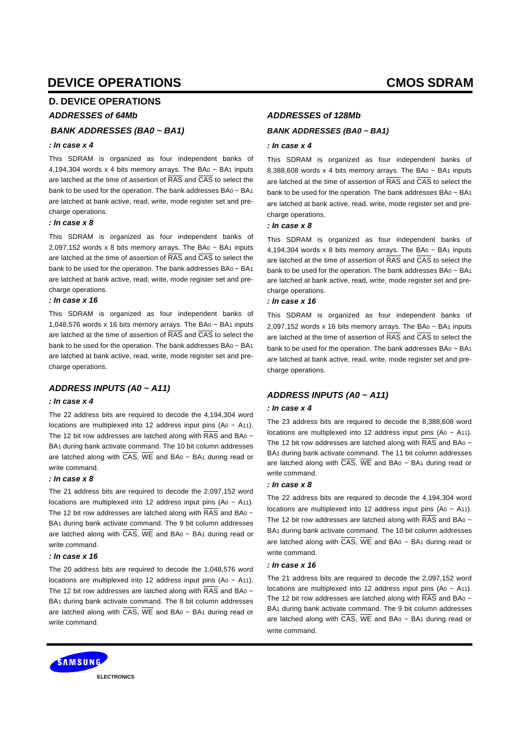## D. DEVICE OPERATIONS

### *ADDRESSES of 64Mb*

#### *BANK ADDRESSES (BA0 ~ BA1)*

***: In case x 4***

This SDRAM is organized as four independent banks of 4,194,304 words x 4 bits memory arrays. The $BA_0$ ~ $BA_1$ inputs are latched at the time of assertion of $\overline{RAS}$ and $\overline{CAS}$ to select the bank to be used for the operation. The bank addresses $BA_0$ ~ $BA_1$ are latched at bank active, read, write, mode register set and pre-charge operations.

***: In case x 8***

This SDRAM is organized as four independent banks of 2,097,152 words x 8 bits memory arrays. The $BA_0$ ~ $BA_1$ inputs are latched at the time of assertion of $\overline{RAS}$ and $\overline{CAS}$ to select the bank to be used for the operation. The bank addresses $BA_0$ ~ $BA_1$ are latched at bank active, read, write, mode register set and pre-charge operations.

***: In case x 16***

This SDRAM is organized as four independent banks of 1,048,576 words x 16 bits memory arrays. The $BA_0$ ~ $BA_1$ inputs are latched at the time of assertion of $\overline{RAS}$ and $\overline{CAS}$ to select the bank to be used for the operation. The bank addresses $BA_0$ ~ $BA_1$ are latched at bank active, read, write, mode register set and pre-charge operations.

#### *ADDRESS INPUTS (A0 ~ A11)*

***: In case x 4***

The 22 address bits are required to decode the 4,194,304 word locations are multiplexed into 12 address input pins ($A_0$ ~ $A_{11}$). The 12 bit row addresses are latched along with $\overline{RAS}$ and $BA_0$ ~ $BA_1$ during bank activate command. The 10 bit column addresses are latched along with $\overline{CAS}$, $\overline{WE}$ and $BA_0$ ~ $BA_1$ during read or write command.

***: In case x 8***

The 21 address bits are required to decode the 2,097,152 word locations are multiplexed into 12 address input pins ($A_0$ ~ $A_{11}$). The 12 bit row addresses are latched along with $\overline{RAS}$ and $BA_0$ ~ $BA_1$ during bank activate command. The 9 bit column addresses are latched along with $\overline{CAS}$, $\overline{WE}$ and $BA_0$ ~ $BA_1$ during read or write command.

***: In case x 16***

The 20 address bits are required to decode the 1,048,576 word locations are multiplexed into 12 address input pins ($A_0$ ~ $A_{11}$). The 12 bit row addresses are latched along with $\overline{RAS}$ and $BA_0$ ~ $BA_1$ during bank activate command. The 8 bit column addresses are latched along with $\overline{CAS}$, $\overline{WE}$ and $BA_0$ ~ $BA_1$ during read or write command.

### *ADDRESSES of 128Mb*

#### *BANK ADDRESSES (BA0 ~ BA1)*

***: In case x 4***

This SDRAM is organized as four independent banks of 8,388,608 words x 4 bits memory arrays. The $BA_0$ ~ $BA_1$ inputs are latched at the time of assertion of $\overline{RAS}$ and $\overline{CAS}$ to select the bank to be used for the operation. The bank addresses $BA_0$ ~ $BA_1$ are latched at bank active, read, write, mode register set and pre-charge operations.

***: In case x 8***

This SDRAM is organized as four independent banks of 4,194,304 words x 8 bits memory arrays. The $BA_0$ ~ $BA_1$ inputs are latched at the time of assertion of $\overline{RAS}$ and $\overline{CAS}$ to select the bank to be used for the operation. The bank addresses $BA_0$ ~ $BA_1$ are latched at bank active, read, write, mode register set and pre-charge operations.

***: In case x 16***

This SDRAM is organized as four independent banks of 2,097,152 words x 16 bits memory arrays. The $BA_0$ ~ $BA_1$ inputs are latched at the time of assertion of $\overline{RAS}$ and $\overline{CAS}$ to select the bank to be used for the operation. The bank addresses $BA_0$ ~ $BA_1$ are latched at bank active, read, write, mode register set and pre-charge operations.

#### *ADDRESS INPUTS (A0 ~ A11)*

***: In case x 4***

The 23 address bits are required to decode the 8,388,608 word locations are multiplexed into 12 address input pins ($A_0$ ~ $A_{11}$). The 12 bit row addresses are latched along with $\overline{RAS}$ and $BA_0$ ~ $BA_1$ during bank activate command. The 11 bit column addresses are latched along with $\overline{CAS}$, $\overline{WE}$ and $BA_0$ ~ $BA_1$ during read or write command.

***: In case x 8***

The 22 address bits are required to decode the 4,194,304 word locations are multiplexed into 12 address input pins ($A_0$ ~ $A_{11}$). The 12 bit row addresses are latched along with $\overline{RAS}$ and $BA_0$ ~ $BA_1$ during bank activate command. The 10 bit column addresses are latched along with $\overline{CAS}$, $\overline{WE}$ and $BA_0$ ~ $BA_1$ during read or write command.

***: In case x 16***

The 21 address bits are required to decode the 2,097,152 word locations are multiplexed into 12 address input pins ($A_0$ ~ $A_{11}$). The 12 bit row addresses are latched along with $\overline{RAS}$ and $BA_0$ ~ $BA_1$ during bank activate command. The 9 bit column addresses are latched along with $\overline{CAS}$, $\overline{WE}$ and $BA_0$ ~ $BA_1$ during read or write command.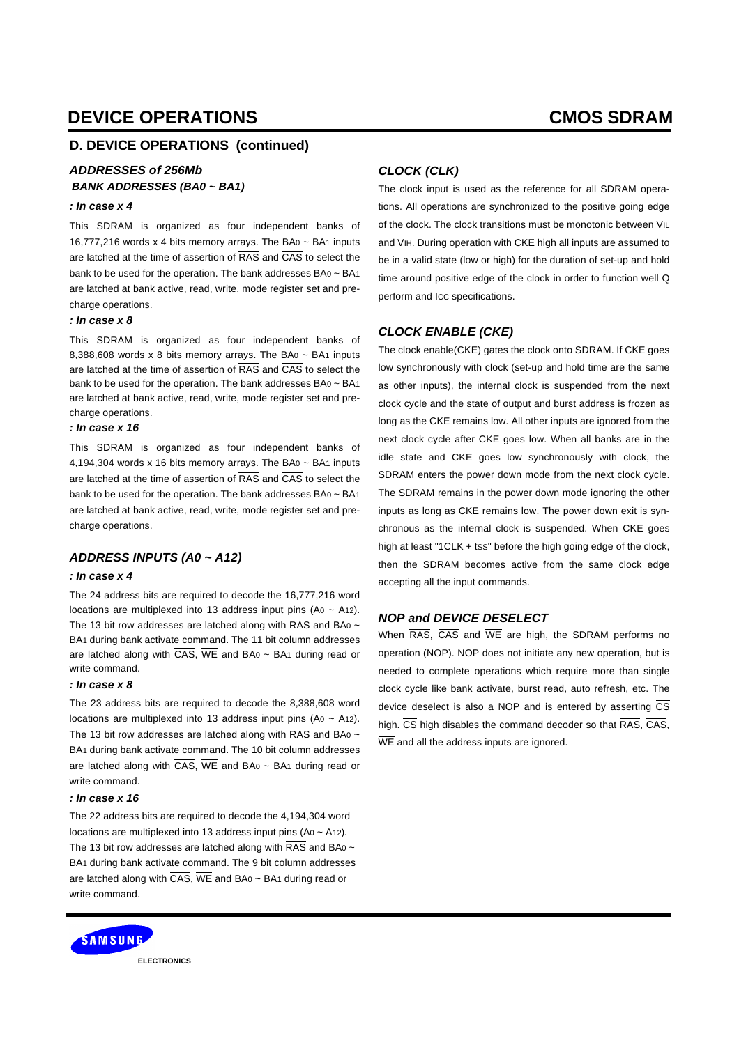## D. DEVICE OPERATIONS (continued)

### *ADDRESSES of 256Mb*

#### *BANK ADDRESSES (BA0 ~ BA1)*

***: In case x 4***

This SDRAM is organized as four independent banks of 16,777,216 words x 4 bits memory arrays. The $BA_0$ ~ $BA_1$ inputs are latched at the time of assertion of $\overline{RAS}$ and $\overline{CAS}$ to select the bank to be used for the operation. The bank addresses $BA_0$ ~ $BA_1$ are latched at bank active, read, write, mode register set and precharge operations.

***: In case x 8***

This SDRAM is organized as four independent banks of 8,388,608 words x 8 bits memory arrays. The $BA_0$ ~ $BA_1$ inputs are latched at the time of assertion of $\overline{RAS}$ and $\overline{CAS}$ to select the bank to be used for the operation. The bank addresses $BA_0$ ~ $BA_1$ are latched at bank active, read, write, mode register set and precharge operations.

***: In case x 16***

This SDRAM is organized as four independent banks of 4,194,304 words x 16 bits memory arrays. The $BA_0$ ~ $BA_1$ inputs are latched at the time of assertion of $\overline{RAS}$ and $\overline{CAS}$ to select the bank to be used for the operation. The bank addresses $BA_0$ ~ $BA_1$ are latched at bank active, read, write, mode register set and precharge operations.

### *ADDRESS INPUTS (A0 ~ A12)*

***: In case x 4***

The 24 address bits are required to decode the 16,777,216 word locations are multiplexed into 13 address input pins ($A_0$ ~ $A_{12}$). The 13 bit row addresses are latched along with $\overline{RAS}$ and $BA_0$ ~ $BA_1$ during bank activate command. The 11 bit column addresses are latched along with $\overline{CAS}$, $\overline{WE}$ and $BA_0$ ~ $BA_1$ during read or write command.

***: In case x 8***

The 23 address bits are required to decode the 8,388,608 word locations are multiplexed into 13 address input pins ($A_0$ ~ $A_{12}$). The 13 bit row addresses are latched along with $\overline{RAS}$ and $BA_0$ ~ $BA_1$ during bank activate command. The 10 bit column addresses are latched along with $\overline{CAS}$, $\overline{WE}$ and $BA_0$ ~ $BA_1$ during read or write command.

***: In case x 16***

The 22 address bits are required to decode the 4,194,304 word locations are multiplexed into 13 address input pins ($A_0$ ~ $A_{12}$). The 13 bit row addresses are latched along with $\overline{RAS}$ and $BA_0$ ~ $BA_1$ during bank activate command. The 9 bit column addresses are latched along with $\overline{CAS}$, $\overline{WE}$ and $BA_0$ ~ $BA_1$ during read or write command.

### *CLOCK (CLK)*

The clock input is used as the reference for all SDRAM operations. All operations are synchronized to the positive going edge of the clock. The clock transitions must be monotonic between $V_{IL}$ and $V_{IH}$. During operation with CKE high all inputs are assumed to be in a valid state (low or high) for the duration of set-up and hold time around positive edge of the clock in order to function well Q perform and $I_{CC}$ specifications.

### *CLOCK ENABLE (CKE)*

The clock enable(CKE) gates the clock onto SDRAM. If CKE goes low synchronously with clock (set-up and hold time are the same as other inputs), the internal clock is suspended from the next clock cycle and the state of output and burst address is frozen as long as the CKE remains low. All other inputs are ignored from the next clock cycle after CKE goes low. When all banks are in the idle state and CKE goes low synchronously with clock, the SDRAM enters the power down mode from the next clock cycle. The SDRAM remains in the power down mode ignoring the other inputs as long as CKE remains low. The power down exit is synchronous as the internal clock is suspended. When CKE goes high at least "1CLK + $t_{SS}$" before the high going edge of the clock, then the SDRAM becomes active from the same clock edge accepting all the input commands.

### *NOP and DEVICE DESELECT*

When $\overline{RAS}$, $\overline{CAS}$ and $\overline{WE}$ are high, the SDRAM performs no operation (NOP). NOP does not initiate any new operation, but is needed to complete operations which require more than single clock cycle like bank activate, burst read, auto refresh, etc. The device deselect is also a NOP and is entered by asserting $\overline{CS}$ high. $\overline{CS}$ high disables the command decoder so that $\overline{RAS}$, $\overline{CAS}$, $\overline{WE}$ and all the address inputs are ignored.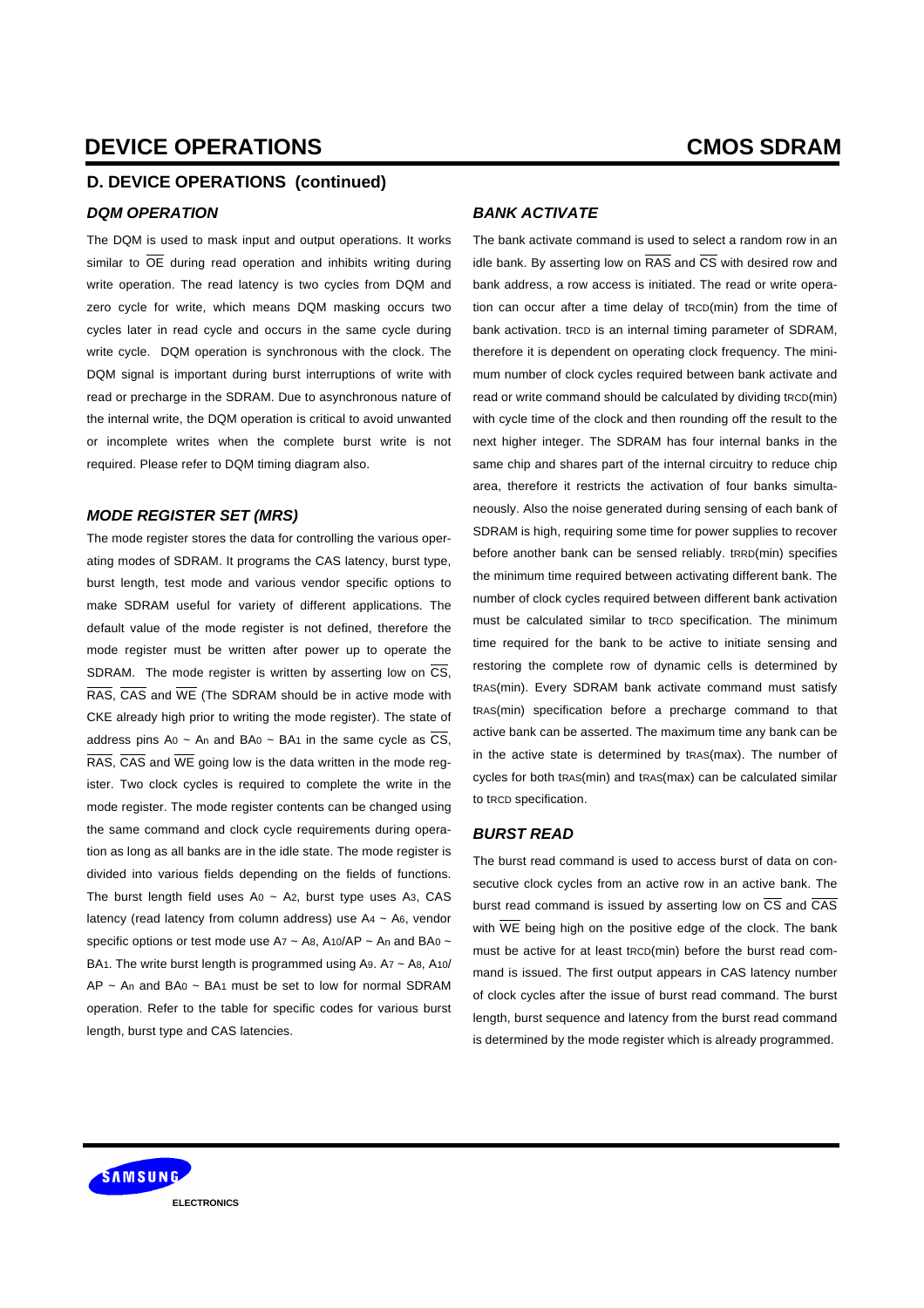## D. DEVICE OPERATIONS (continued)

### *DQM OPERATION*

The DQM is used to mask input and output operations. It works similar to $\overline{OE}$ during read operation and inhibits writing during write operation. The read latency is two cycles from DQM and zero cycle for write, which means DQM masking occurs two cycles later in read cycle and occurs in the same cycle during write cycle. DQM operation is synchronous with the clock. The DQM signal is important during burst interruptions of write with read or precharge in the SDRAM. Due to asynchronous nature of the internal write, the DQM operation is critical to avoid unwanted or incomplete writes when the complete burst write is not required. Please refer to DQM timing diagram also.

### *MODE REGISTER SET (MRS)*

The mode register stores the data for controlling the various operating modes of SDRAM. It programs the CAS latency, burst type, burst length, test mode and various vendor specific options to make SDRAM useful for variety of different applications. The default value of the mode register is not defined, therefore the mode register must be written after power up to operate the SDRAM. The mode register is written by asserting low on $\overline{CS}$, $\overline{RAS}$, $\overline{CAS}$ and $\overline{WE}$ (The SDRAM should be in active mode with CKE already high prior to writing the mode register). The state of address pins $A_0$ ~ $A_n$ and $BA_0$ ~ $BA_1$ in the same cycle as $\overline{CS}$, $\overline{RAS}$, $\overline{CAS}$ and $\overline{WE}$ going low is the data written in the mode register. Two clock cycles is required to complete the write in the mode register. The mode register contents can be changed using the same command and clock cycle requirements during operation as long as all banks are in the idle state. The mode register is divided into various fields depending on the fields of functions. The burst length field uses $A_0$ ~ $A_2$, burst type uses $A_3$, CAS latency (read latency from column address) use $A_4$ ~ $A_6$, vendor specific options or test mode use $A_7$ ~ $A_8$, $A_{10}$/AP ~ $A_n$ and $BA_0$ ~ $BA_1$. The write burst length is programmed using $A_9$. $A_7$ ~ $A_8$, $A_{10}$/AP ~ $A_n$ and $BA_0$ ~ $BA_1$ must be set to low for normal SDRAM operation. Refer to the table for specific codes for various burst length, burst type and CAS latencies.

### *BANK ACTIVATE*

The bank activate command is used to select a random row in an idle bank. By asserting low on $\overline{RAS}$ and $\overline{CS}$ with desired row and bank address, a row access is initiated. The read or write operation can occur after a time delay of $t_{RCD}$(min) from the time of bank activation. $t_{RCD}$ is an internal timing parameter of SDRAM, therefore it is dependent on operating clock frequency. The minimum number of clock cycles required between bank activate and read or write command should be calculated by dividing $t_{RCD}$(min) with cycle time of the clock and then rounding off the result to the next higher integer. The SDRAM has four internal banks in the same chip and shares part of the internal circuitry to reduce chip area, therefore it restricts the activation of four banks simultaneously. Also the noise generated during sensing of each bank of SDRAM is high, requiring some time for power supplies to recover before another bank can be sensed reliably. $t_{RRD}$(min) specifies the minimum time required between activating different bank. The number of clock cycles required between different bank activation must be calculated similar to $t_{RCD}$ specification. The minimum time required for the bank to be active to initiate sensing and restoring the complete row of dynamic cells is determined by $t_{RAS}$(min). Every SDRAM bank activate command must satisfy $t_{RAS}$(min) specification before a precharge command to that active bank can be asserted. The maximum time any bank can be in the active state is determined by $t_{RAS}$(max). The number of cycles for both $t_{RAS}$(min) and $t_{RAS}$(max) can be calculated similar to $t_{RCD}$ specification.

### *BURST READ*

The burst read command is used to access burst of data on consecutive clock cycles from an active row in an active bank. The burst read command is issued by asserting low on $\overline{CS}$ and $\overline{CAS}$ with $\overline{WE}$ being high on the positive edge of the clock. The bank must be active for at least $t_{RCD}$(min) before the burst read command is issued. The first output appears in CAS latency number of clock cycles after the issue of burst read command. The burst length, burst sequence and latency from the burst read command is determined by the mode register which is already programmed.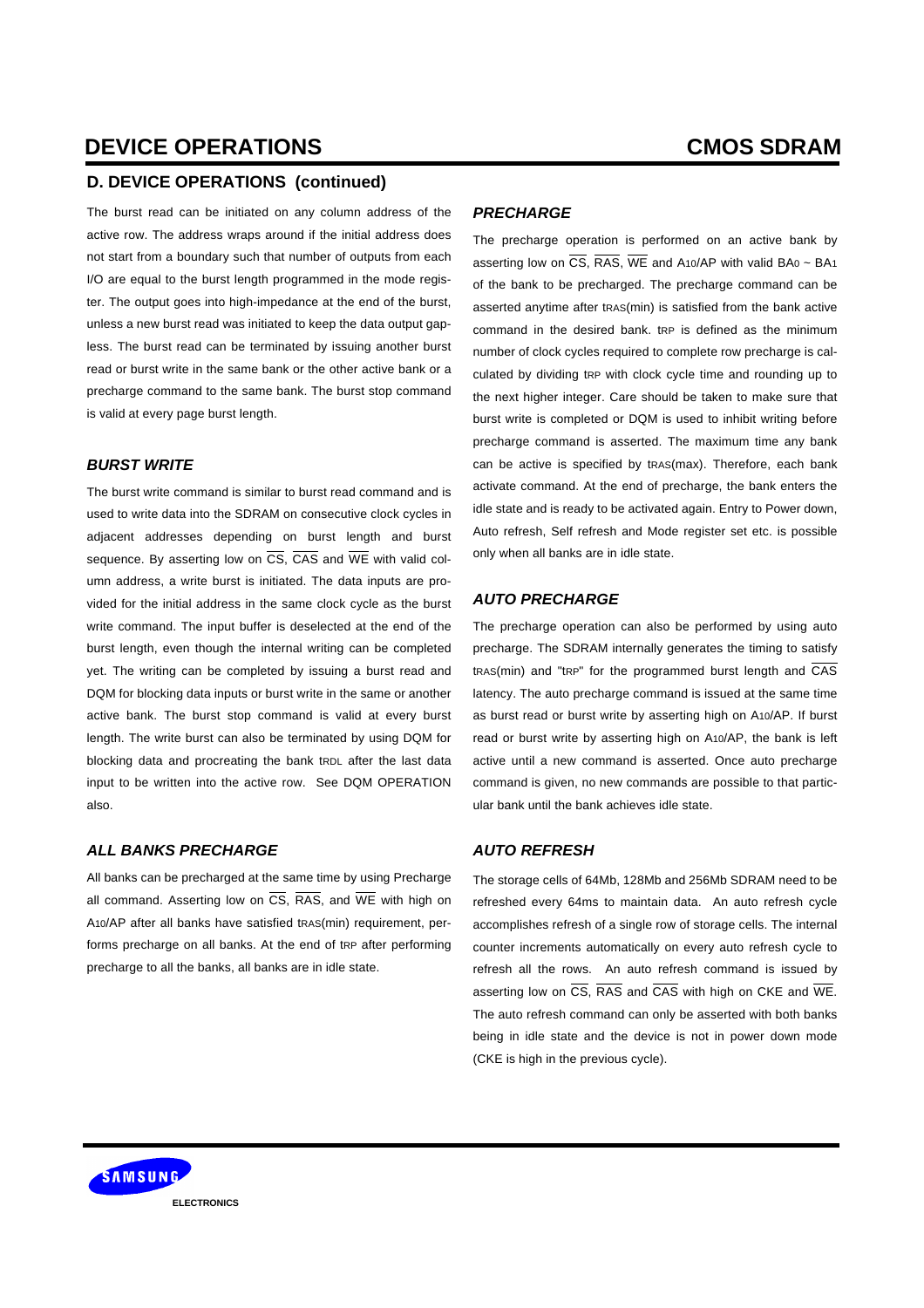## D. DEVICE OPERATIONS (continued)

The burst read can be initiated on any column address of the active row. The address wraps around if the initial address does not start from a boundary such that number of outputs from each I/O are equal to the burst length programmed in the mode register. The output goes into high-impedance at the end of the burst, unless a new burst read was initiated to keep the data output gapless. The burst read can be terminated by issuing another burst read or burst write in the same bank or the other active bank or a precharge command to the same bank. The burst stop command is valid at every page burst length.

### *BURST WRITE*

The burst write command is similar to burst read command and is used to write data into the SDRAM on consecutive clock cycles in adjacent addresses depending on burst length and burst sequence. By asserting low on $\overline{CS}$, $\overline{CAS}$ and $\overline{WE}$ with valid column address, a write burst is initiated. The data inputs are provided for the initial address in the same clock cycle as the burst write command. The input buffer is deselected at the end of the burst length, even though the internal writing can be completed yet. The writing can be completed by issuing a burst read and DQM for blocking data inputs or burst write in the same or another active bank. The burst stop command is valid at every burst length. The write burst can also be terminated by using DQM for blocking data and procreating the bank $t_{RDL}$ after the last data input to be written into the active row. See DQM OPERATION also.

### *ALL BANKS PRECHARGE*

All banks can be precharged at the same time by using Precharge all command. Asserting low on $\overline{CS}$, $\overline{RAS}$, and $\overline{WE}$ with high on $A_{10}$/AP after all banks have satisfied $t_{RAS}$(min) requirement, performs precharge on all banks. At the end of $t_{RP}$ after performing precharge to all the banks, all banks are in idle state.

### *PRECHARGE*

The precharge operation is performed on an active bank by asserting low on $\overline{CS}$, $\overline{RAS}$, $\overline{WE}$ and $A_{10}$/AP with valid $BA_0$ ~ $BA_1$ of the bank to be precharged. The precharge command can be asserted anytime after $t_{RAS}$(min) is satisfied from the bank active command in the desired bank. $t_{RP}$ is defined as the minimum number of clock cycles required to complete row precharge is calculated by dividing $t_{RP}$ with clock cycle time and rounding up to the next higher integer. Care should be taken to make sure that burst write is completed or DQM is used to inhibit writing before precharge command is asserted. The maximum time any bank can be active is specified by $t_{RAS}$(max). Therefore, each bank activate command. At the end of precharge, the bank enters the idle state and is ready to be activated again. Entry to Power down, Auto refresh, Self refresh and Mode register set etc. is possible only when all banks are in idle state.

### *AUTO PRECHARGE*

The precharge operation can also be performed by using auto precharge. The SDRAM internally generates the timing to satisfy $t_{RAS}$(min) and "$t_{RP}$" for the programmed burst length and $\overline{CAS}$ latency. The auto precharge command is issued at the same time as burst read or burst write by asserting high on $A_{10}$/AP. If burst read or burst write by asserting high on $A_{10}$/AP, the bank is left active until a new command is asserted. Once auto precharge command is given, no new commands are possible to that particular bank until the bank achieves idle state.

### *AUTO REFRESH*

The storage cells of 64Mb, 128Mb and 256Mb SDRAM need to be refreshed every 64ms to maintain data. An auto refresh cycle accomplishes refresh of a single row of storage cells. The internal counter increments automatically on every auto refresh cycle to refresh all the rows. An auto refresh command is issued by asserting low on $\overline{CS}$, $\overline{RAS}$ and $\overline{CAS}$ with high on CKE and $\overline{WE}$. The auto refresh command can only be asserted with both banks being in idle state and the device is not in power down mode (CKE is high in the previous cycle).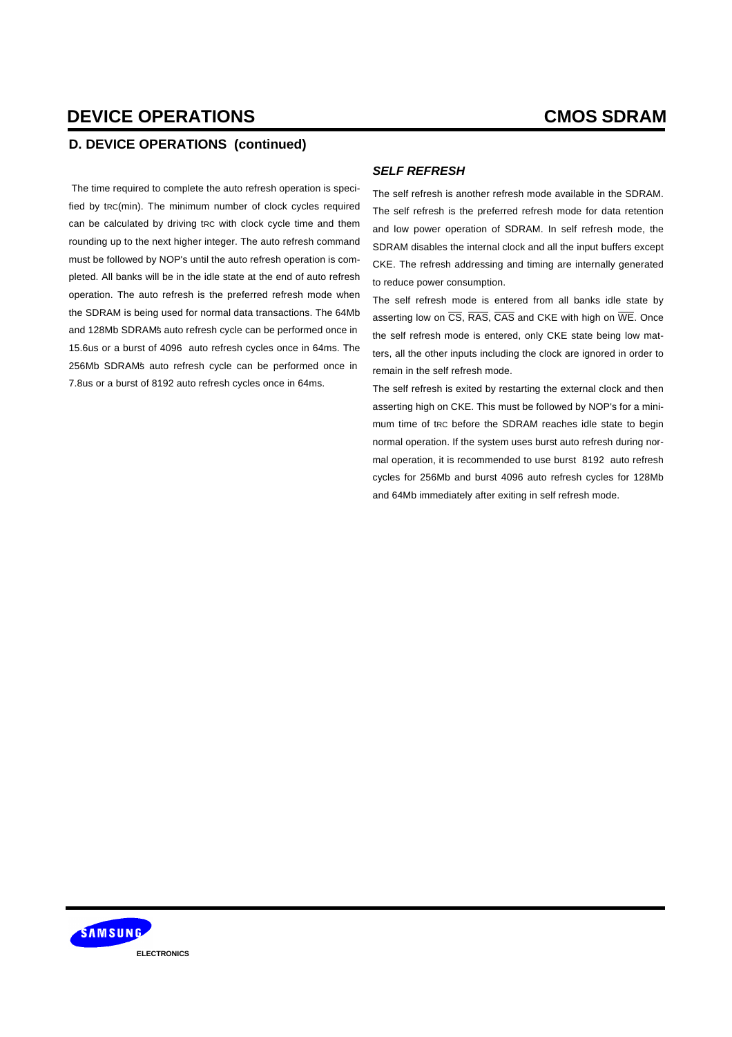## D. DEVICE OPERATIONS (continued)

The time required to complete the auto refresh operation is specified by $t_{RC}$(min). The minimum number of clock cycles required can be calculated by driving $t_{RC}$ with clock cycle time and them rounding up to the next higher integer. The auto refresh command must be followed by NOP's until the auto refresh operation is completed. All banks will be in the idle state at the end of auto refresh operation. The auto refresh is the preferred refresh mode when the SDRAM is being used for normal data transactions. The 64Mb and 128Mb SDRAM's auto refresh cycle can be performed once in 15.6us or a burst of 4096 auto refresh cycles once in 64ms. The 256Mb SDRAM's auto refresh cycle can be performed once in 7.8us or a burst of 8192 auto refresh cycles once in 64ms.

### *SELF REFRESH*

The self refresh is another refresh mode available in the SDRAM. The self refresh is the preferred refresh mode for data retention and low power operation of SDRAM. In self refresh mode, the SDRAM disables the internal clock and all the input buffers except CKE. The refresh addressing and timing are internally generated to reduce power consumption.

The self refresh mode is entered from all banks idle state by asserting low on $\overline{CS}$, $\overline{RAS}$, $\overline{CAS}$ and CKE with high on $\overline{WE}$. Once the self refresh mode is entered, only CKE state being low matters, all the other inputs including the clock are ignored in order to remain in the self refresh mode.

The self refresh is exited by restarting the external clock and then asserting high on CKE. This must be followed by NOP's for a minimum time of $t_{RC}$ before the SDRAM reaches idle state to begin normal operation. If the system uses burst auto refresh during normal operation, it is recommended to use burst 8192 auto refresh cycles for 256Mb and burst 4096 auto refresh cycles for 128Mb and 64Mb immediately after exiting in self refresh mode.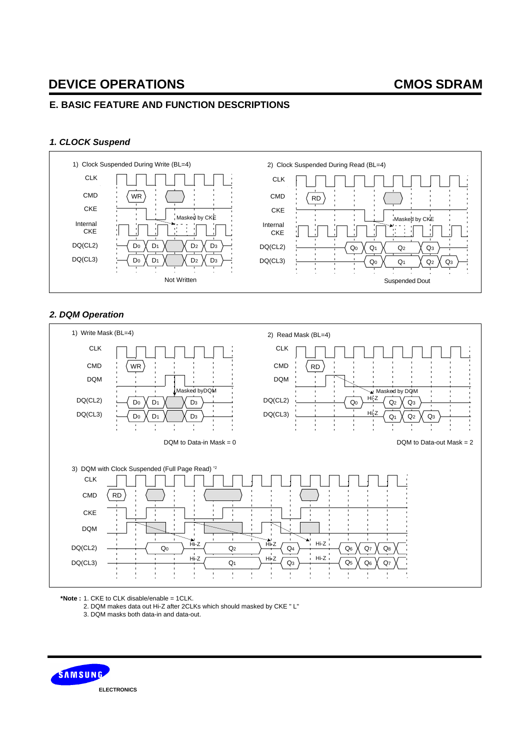## E. BASIC FEATURE AND FUNCTION DESCRIPTIONS

### *1. CLOCK Suspend*

1) Clock Suspended During Write (BL=4)

Not Written

2) Clock Suspended During Read (BL=4)

Suspended Dout

### *2. DQM Operation*

1) Write Mask (BL=4)

DQM to Data-in Mask = 0

2) Read Mask (BL=4)

DQM to Data-out Mask = 2

3) DQM with Clock Suspended (Full Page Read) *2

**\*Note :** 1. CKE to CLK disable/enable = 1CLK.
2. DQM makes data out Hi-Z after 2CLKs which should masked by CKE " L"
3. DQM masks both data-in and data-out.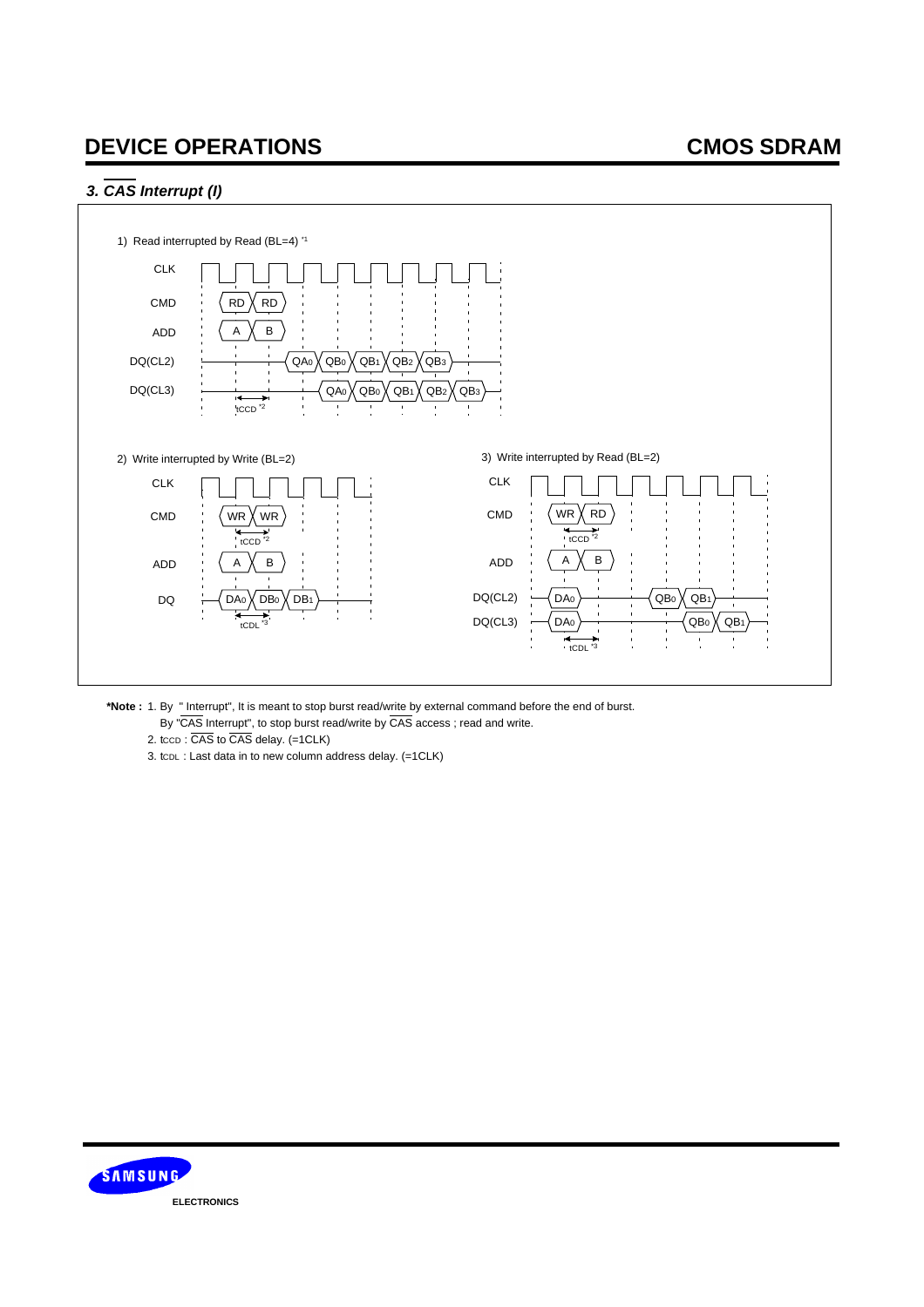### 3. $\overline{CAS}$ Interrupt (I)

1) Read interrupted by Read (BL=4) *1

CLK

CMD: RD, RD

ADD: A, B

DQ(CL2): QA0, QB0, QB1, QB2, QB3

DQ(CL3): QA0, QB0, QB1, QB2, QB3

tCCD *2

2) Write interrupted by Write (BL=2)

CLK

CMD: WR, WR

tCCD *2

ADD: A, B

DQ: DA0, DB0, DB1

tCDL *3

3) Write interrupted by Read (BL=2)

CLK

CMD: WR, RD

tCCD *2

ADD: A, B

DQ(CL2): DA0, QB0, QB1

DQ(CL3): DA0, QB0, QB1

tCDL *3

**\*Note :** 1. By " Interrupt", It is meant to stop burst read/write by external command before the end of burst.
By "$\overline{CAS}$ Interrupt", to stop burst read/write by $\overline{CAS}$ access ; read and write.

2. tCCD : $\overline{CAS}$ to $\overline{CAS}$ delay. (=1CLK)

3. tCDL : Last data in to new column address delay. (=1CLK)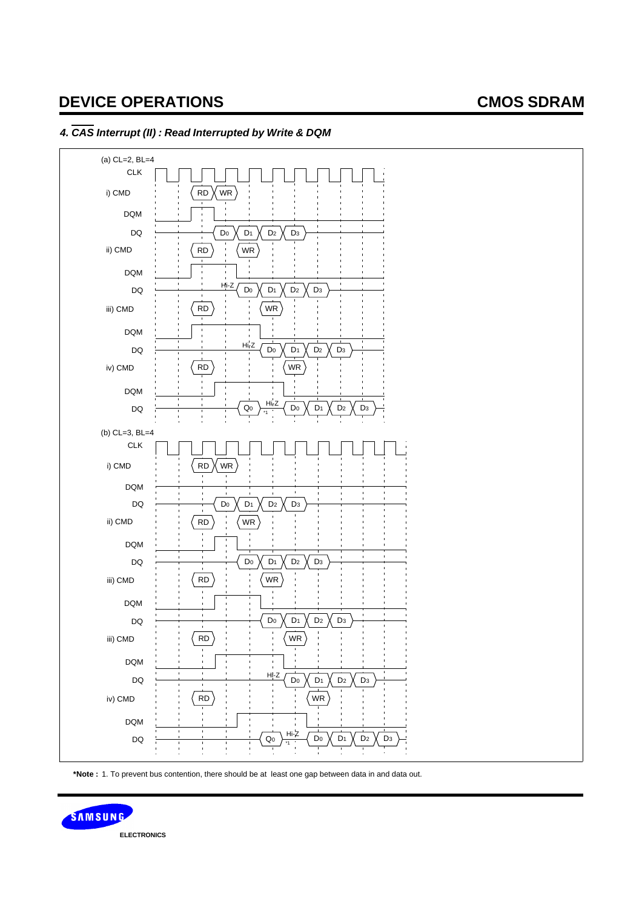#### 4. $\overline{CAS}$ Interrupt (II) : Read Interrupted by Write & DQM

(a) CL=2, BL=4

CLK

i) CMD RD WR

DQM

DQ $D_0$ $D_1$ $D_2$ $D_3$

ii) CMD RD WR

DQM

DQ Hi-Z $D_0$ $D_1$ $D_2$ $D_3$

iii) CMD RD WR

DQM

DQ Hi-Z $D_0$ $D_1$ $D_2$ $D_3$

iv) CMD RD WR

DQM

DQ $Q_0$ *1 Hi-Z $D_0$ $D_1$ $D_2$ $D_3$

(b) CL=3, BL=4

CLK

i) CMD RD WR

DQM

DQ $D_0$ $D_1$ $D_2$ $D_3$

ii) CMD RD WR

DQM

DQ $D_0$ $D_1$ $D_2$ $D_3$

iii) CMD RD WR

DQM

DQ $D_0$ $D_1$ $D_2$ $D_3$

iii) CMD RD WR

DQM

DQ Hi-Z $D_0$ $D_1$ $D_2$ $D_3$

iv) CMD RD WR

DQM

DQ $Q_0$ *1 Hi-Z $D_0$ $D_1$ $D_2$ $D_3$

**\*Note :** 1. To prevent bus contention, there should be at least one gap between data in and data out.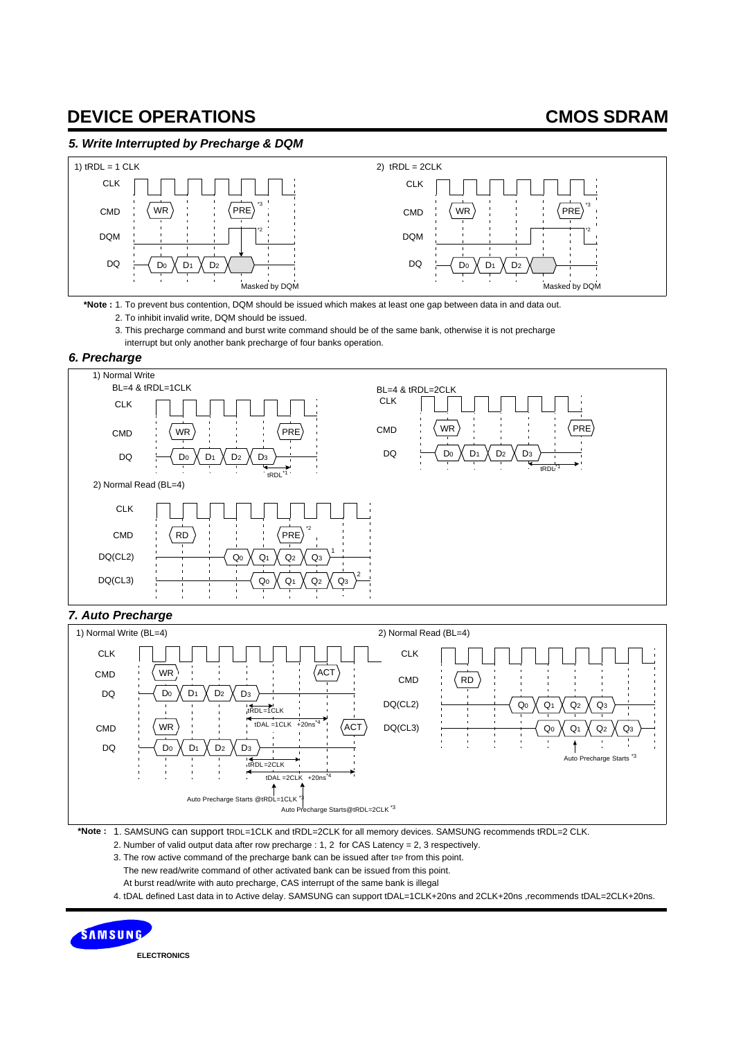## 5. Write Interrupted by Precharge & DQM

1) tRDL = 1 CLK

CLK

CMD WR PRE *3

DQM *2

DQ D0 D1 D2

Masked by DQM

2) tRDL = 2CLK

CLK

CMD WR PRE *3

DQM *2

DQ D0 D1 D2

Masked by DQM

***Note :** 1. To prevent bus contention, DQM should be issued which makes at least one gap between data in and data out.

2. To inhibit invalid write, DQM should be issued.

3. This precharge command and burst write command should be of the same bank, otherwise it is not precharge interrupt but only another bank precharge of four banks operation.

## 6. Precharge

1) Normal Write

BL=4 & tRDL=1CLK

CLK

CMD WR PRE

DQ D0 D1 D2 D3

tRDL *1

BL=4 & tRDL=2CLK

CLK

CMD WR PRE

DQ D0 D1 D2 D3

tRDL *1

2) Normal Read (BL=4)

CLK

CMD RD PRE *2

DQ(CL2) Q0 Q1 Q2 Q3 1

DQ(CL3) Q0 Q1 Q2 Q3 2

## 7. Auto Precharge

1) Normal Write (BL=4)

CLK

CMD WR ACT

DQ D0 D1 D2 D3

tRDL=1CLK

tDAL =1CLK +20ns *4

CMD WR ACT

DQ D0 D1 D2 D3

tRDL=2CLK

tDAL =2CLK +20ns *4

Auto Precharge Starts @tRDL=1CLK *3

Auto Precharge Starts@tRDL=2CLK *3

2) Normal Read (BL=4)

CLK

CMD RD

DQ(CL2) Q0 Q1 Q2 Q3

DQ(CL3) Q0 Q1 Q2 Q3

Auto Precharge Starts *3

***Note :** 1. SAMSUNG can support tRDL=1CLK and tRDL=2CLK for all memory devices. SAMSUNG recommends tRDL=2 CLK.

2. Number of valid output data after row precharge : 1, 2 for CAS Latency = 2, 3 respectively.

3. The row active command of the precharge bank can be issued after tRP from this point.
The new read/write command of other activated bank can be issued from this point.
At burst read/write with auto precharge, CAS interrupt of the same bank is illegal

4. tDAL defined Last data in to Active delay. SAMSUNG can support tDAL=1CLK+20ns and 2CLK+20ns ,recommends tDAL=2CLK+20ns.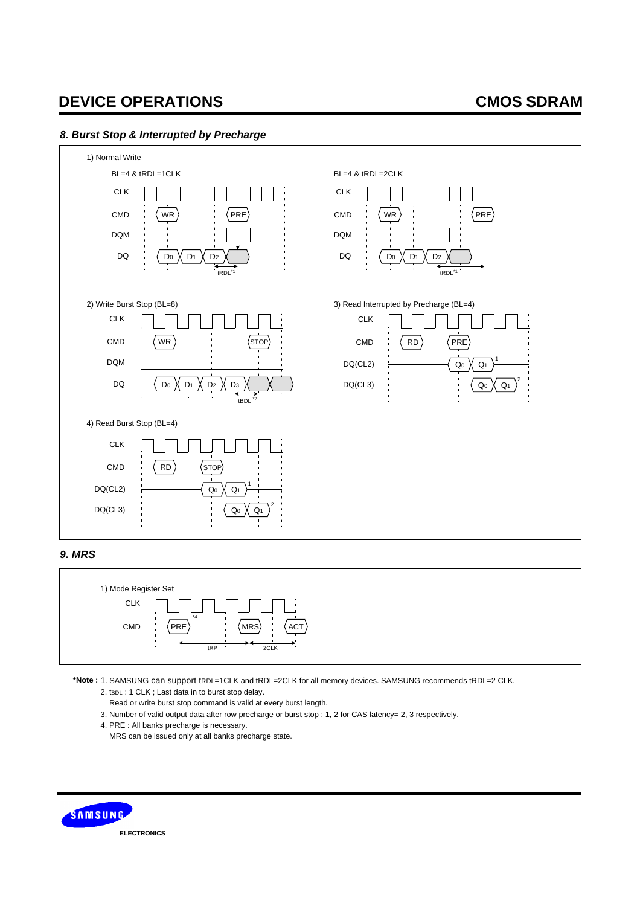## 8. Burst Stop & Interrupted by Precharge

1) Normal Write

BL=4 & tRDL=1CLK

CLK

CMD WR PRE

DQM

DQ D0 D1 D2

tRDL*1

BL=4 & tRDL=2CLK

CLK

CMD WR PRE

DQM

DQ D0 D1 D2

tRDL*1

2) Write Burst Stop (BL=8)

CLK

CMD WR STOP

DQM

DQ D0 D1 D2 D3

tBDL *2

3) Read Interrupted by Precharge (BL=4)

CLK

CMD RD PRE

DQ(CL2) Q0 Q1 1

DQ(CL3) Q0 Q1 2

4) Read Burst Stop (BL=4)

CLK

CMD RD STOP

DQ(CL2) Q0 Q1 1

DQ(CL3) Q0 Q1 2

## 9. MRS

1) Mode Register Set

CLK

CMD PRE *4 MRS ACT

tRP 2CLK

**\*Note :** 1. SAMSUNG can support tRDL=1CLK and tRDL=2CLK for all memory devices. SAMSUNG recommends tRDL=2 CLK.

2. tBDL : 1 CLK ; Last data in to burst stop delay.
   Read or write burst stop command is valid at every burst length.
3. Number of valid output data after row precharge or burst stop : 1, 2 for CAS latency= 2, 3 respectively.
4. PRE : All banks precharge is necessary.
   MRS can be issued only at all banks precharge state.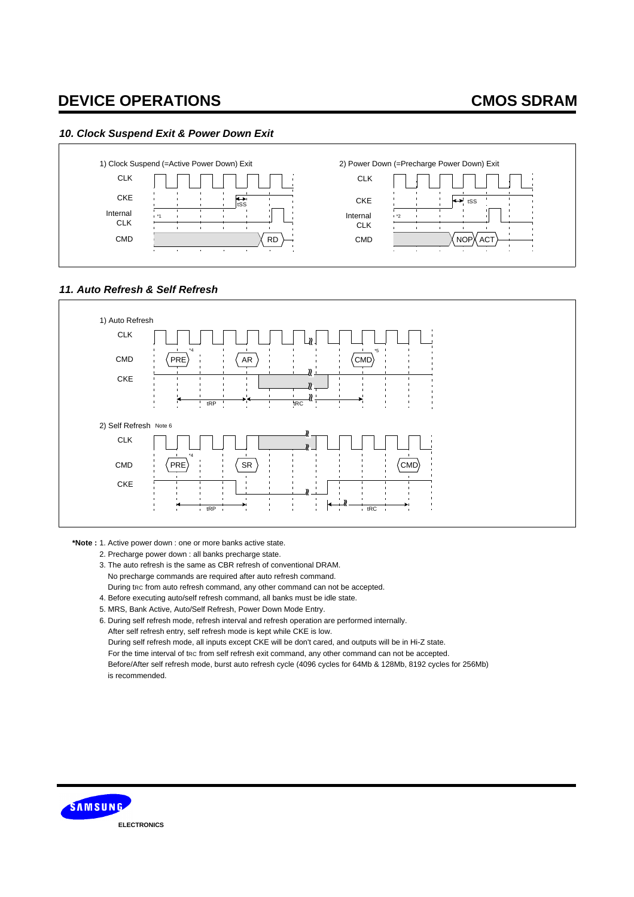### 10. Clock Suspend Exit & Power Down Exit

1) Clock Suspend (=Active Power Down) Exit

CLK

CKE

Internal CLK

CMD

tSS

*1

RD

2) Power Down (=Precharge Power Down) Exit

CLK

CKE

Internal CLK

CMD

tSS

*2

NOP ACT

### 11. Auto Refresh & Self Refresh

1) Auto Refresh

CLK

CMD

CKE

*4 PRE AR CMD *5

tRP tRC

2) Self Refresh Note 6

CLK

CMD

CKE

*4 PRE SR CMD

tRP tRC

**\*Note :** 1. Active power down : one or more banks active state.

2. Precharge power down : all banks precharge state.
3. The auto refresh is the same as CBR refresh of conventional DRAM.
   No precharge commands are required after auto refresh command.
   During tRC from auto refresh command, any other command can not be accepted.
4. Before executing auto/self refresh command, all banks must be idle state.
5. MRS, Bank Active, Auto/Self Refresh, Power Down Mode Entry.
6. During self refresh mode, refresh interval and refresh operation are performed internally.
   After self refresh entry, self refresh mode is kept while CKE is low.
   During self refresh mode, all inputs except CKE will be don't cared, and outputs will be in Hi-Z state.
   For the time interval of tRC from self refresh exit command, any other command can not be accepted.
   Before/After self refresh mode, burst auto refresh cycle (4096 cycles for 64Mb & 128Mb, 8192 cycles for 256Mb) is recommended.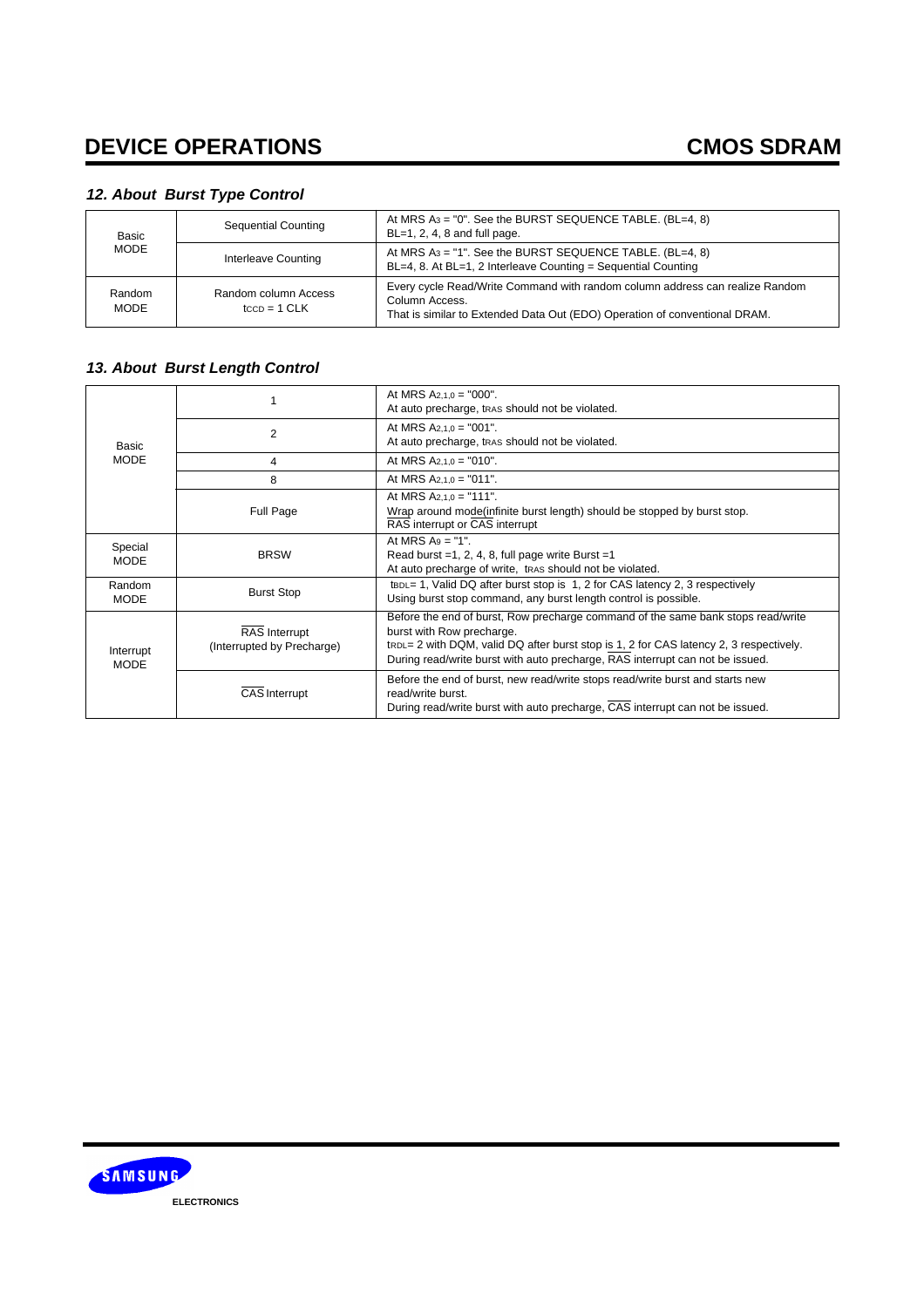## 12. About Burst Type Control

| | | |
|---|---|---|
| Basic MODE | Sequential Counting | At MRS $A_3$ = "0". See the BURST SEQUENCE TABLE. (BL=4, 8)<br>BL=1, 2, 4, 8 and full page. |
| | Interleave Counting | At MRS $A_3$ = "1". See the BURST SEQUENCE TABLE. (BL=4, 8)<br>BL=4, 8. At BL=1, 2 Interleave Counting = Sequential Counting |
| Random MODE | Random column Access<br>$t_{CCD}$ = 1 CLK | Every cycle Read/Write Command with random column address can realize Random Column Access.<br>That is similar to Extended Data Out (EDO) Operation of conventional DRAM. |

## 13. About Burst Length Control

| | | |
|---|---|---|
| Basic MODE | 1 | At MRS $A_{2,1,0}$ = "000".<br>At auto precharge, $t_{RAS}$ should not be violated. |
| | 2 | At MRS $A_{2,1,0}$ = "001".<br>At auto precharge, $t_{RAS}$ should not be violated. |
| | 4 | At MRS $A_{2,1,0}$ = "010". |
| | 8 | At MRS $A_{2,1,0}$ = "011". |
| | Full Page | At MRS $A_{2,1,0}$ = "111".<br>Wrap around mode(infinite burst length) should be stopped by burst stop.<br>$\overline{RAS}$ interrupt or $\overline{CAS}$ interrupt |
| Special MODE | BRSW | At MRS $A_9$ = "1".<br>Read burst =1, 2, 4, 8, full page write Burst =1<br>At auto precharge of write, $t_{RAS}$ should not be violated. |
| Random MODE | Burst Stop | $t_{BDL}$= 1, Valid DQ after burst stop is 1, 2 for CAS latency 2, 3 respectively<br>Using burst stop command, any burst length control is possible. |
| Interrupt MODE | $\overline{RAS}$ Interrupt<br>(Interrupted by Precharge) | Before the end of burst, Row precharge command of the same bank stops read/write burst with Row precharge.<br>$t_{RDL}$= 2 with DQM, valid DQ after burst stop is 1, 2 for CAS latency 2, 3 respectively.<br>During read/write burst with auto precharge, $\overline{RAS}$ interrupt can not be issued. |
| | $\overline{CAS}$ Interrupt | Before the end of burst, new read/write stops read/write burst and starts new read/write burst.<br>During read/write burst with auto precharge, $\overline{CAS}$ interrupt can not be issued. |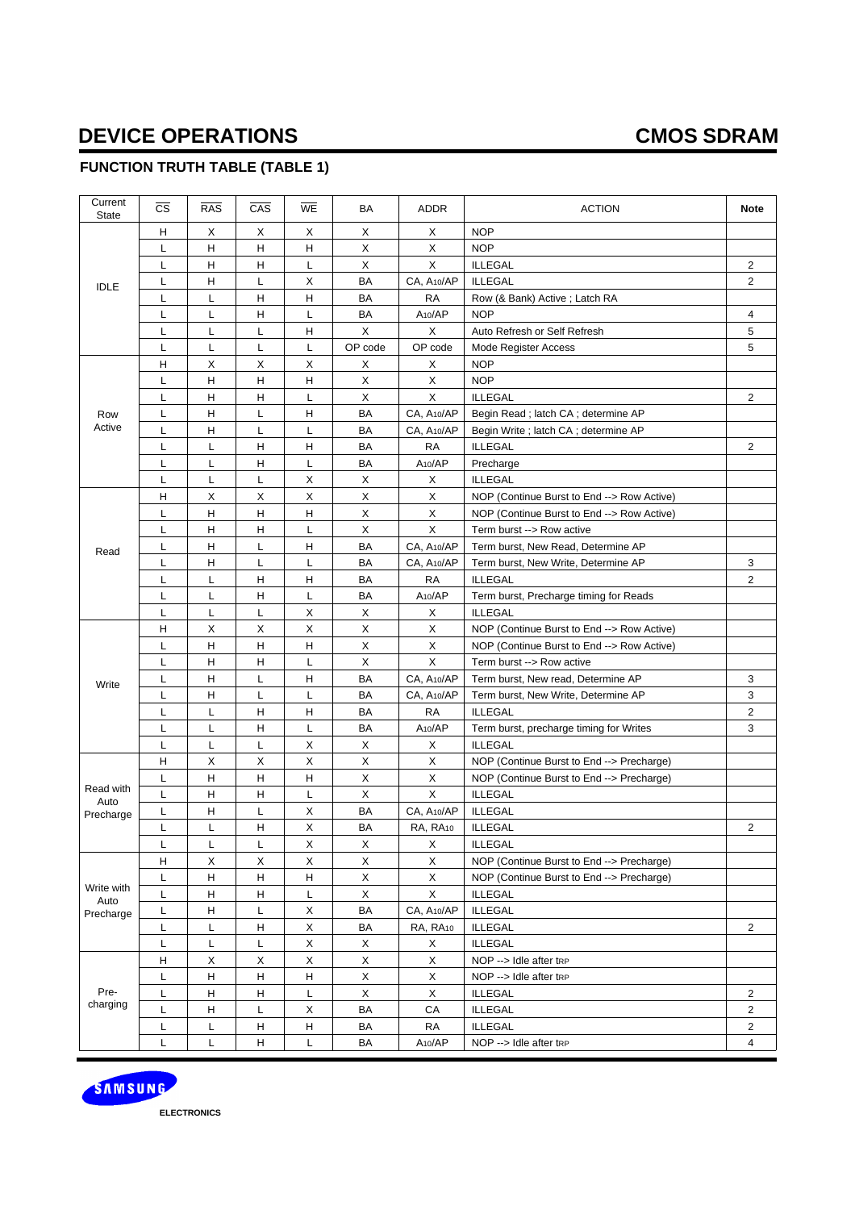# DEVICE OPERATIONS

## CMOS SDRAM

### FUNCTION TRUTH TABLE (TABLE 1)

| Current State | $\overline{CS}$ | $\overline{RAS}$ | $\overline{CAS}$ | $\overline{WE}$ | BA | ADDR | ACTION | Note |
|---|---|---|---|---|---|---|---|---|
| IDLE | H | X | X | X | X | X | NOP | |
| | L | H | H | H | X | X | NOP | |
| | L | H | H | L | X | X | ILLEGAL | 2 |
| | L | H | L | X | BA | CA, $A_{10}$/AP | ILLEGAL | 2 |
| | L | L | H | H | BA | RA | Row (& Bank) Active ; Latch RA | |
| | L | L | H | L | BA | $A_{10}$/AP | NOP | 4 |
| | L | L | L | H | X | X | Auto Refresh or Self Refresh | 5 |
| | L | L | L | L | OP code | OP code | Mode Register Access | 5 |
| Row Active | H | X | X | X | X | X | NOP | |
| | L | H | H | H | X | X | NOP | |
| | L | H | H | L | X | X | ILLEGAL | 2 |
| | L | H | L | H | BA | CA, $A_{10}$/AP | Begin Read ; latch CA ; determine AP | |
| | L | H | L | L | BA | CA, $A_{10}$/AP | Begin Write ; latch CA ; determine AP | |
| | L | L | H | H | BA | RA | ILLEGAL | 2 |
| | L | L | H | L | BA | $A_{10}$/AP | Precharge | |
| | L | L | L | X | X | X | ILLEGAL | |
| Read | H | X | X | X | X | X | NOP (Continue Burst to End --> Row Active) | |
| | L | H | H | H | X | X | NOP (Continue Burst to End --> Row Active) | |
| | L | H | H | L | X | X | Term burst --> Row active | |
| | L | H | L | H | BA | CA, $A_{10}$/AP | Term burst, New Read, Determine AP | |
| | L | H | L | L | BA | CA, $A_{10}$/AP | Term burst, New Write, Determine AP | 3 |
| | L | L | H | H | BA | RA | ILLEGAL | 2 |
| | L | L | H | L | BA | $A_{10}$/AP | Term burst, Precharge timing for Reads | |
| | L | L | L | X | X | X | ILLEGAL | |
| Write | H | X | X | X | X | X | NOP (Continue Burst to End --> Row Active) | |
| | L | H | H | H | X | X | NOP (Continue Burst to End --> Row Active) | |
| | L | H | H | L | X | X | Term burst --> Row active | |
| | L | H | L | H | BA | CA, $A_{10}$/AP | Term burst, New read, Determine AP | 3 |
| | L | H | L | L | BA | CA, $A_{10}$/AP | Term burst, New Write, Determine AP | 3 |
| | L | L | H | H | BA | RA | ILLEGAL | 2 |
| | L | L | H | L | BA | $A_{10}$/AP | Term burst, precharge timing for Writes | 3 |
| | L | L | L | X | X | X | ILLEGAL | |
| Read with Auto Precharge | H | X | X | X | X | X | NOP (Continue Burst to End --> Precharge) | |
| | L | H | H | H | X | X | NOP (Continue Burst to End --> Precharge) | |
| | L | H | H | L | X | X | ILLEGAL | |
| | L | H | L | X | BA | CA, $A_{10}$/AP | ILLEGAL | |
| | L | L | H | X | BA | RA, $RA_{10}$ | ILLEGAL | 2 |
| | L | L | L | X | X | X | ILLEGAL | |
| Write with Auto Precharge | H | X | X | X | X | X | NOP (Continue Burst to End --> Precharge) | |
| | L | H | H | H | X | X | NOP (Continue Burst to End --> Precharge) | |
| | L | H | H | L | X | X | ILLEGAL | |
| | L | H | L | X | BA | CA, $A_{10}$/AP | ILLEGAL | |
| | L | L | H | X | BA | RA, $RA_{10}$ | ILLEGAL | 2 |
| | L | L | L | X | X | X | ILLEGAL | |
| Pre-charging | H | X | X | X | X | X | NOP --> Idle after $t_{RP}$ | |
| | L | H | H | H | X | X | NOP --> Idle after $t_{RP}$ | |
| | L | H | H | L | X | X | ILLEGAL | 2 |
| | L | H | L | X | BA | CA | ILLEGAL | 2 |
| | L | L | H | H | BA | RA | ILLEGAL | 2 |
| | L | L | H | L | BA | $A_{10}$/AP | NOP --> Idle after $t_{RP}$ | 4 |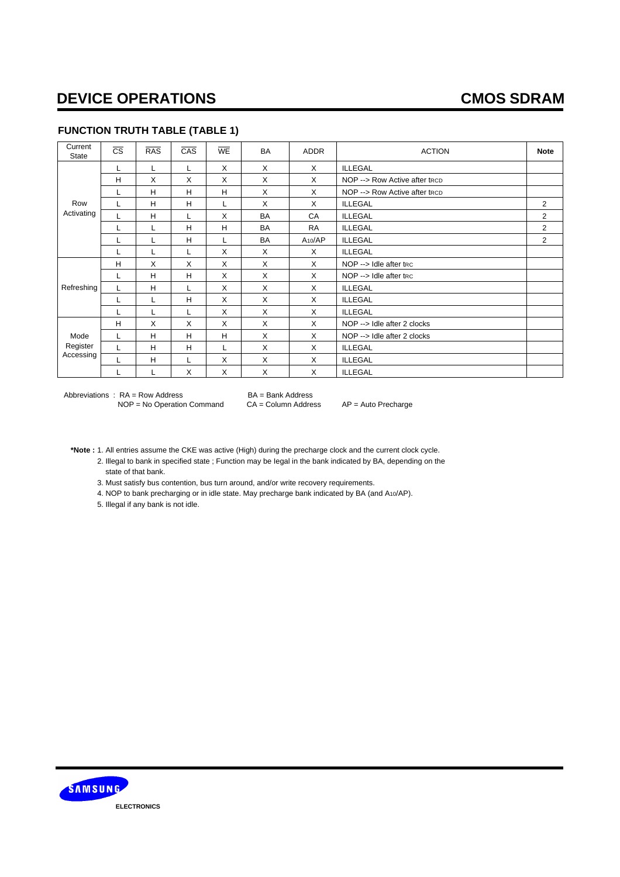## FUNCTION TRUTH TABLE (TABLE 1)

| Current State | $\overline{CS}$ | $\overline{RAS}$ | $\overline{CAS}$ | $\overline{WE}$ | BA | ADDR | ACTION | Note |
|---|---|---|---|---|---|---|---|---|
| Row Activating | L | L | L | X | X | X | ILLEGAL | |
| | H | X | X | X | X | X | NOP --> Row Active after $t_{RCD}$ | |
| | L | H | H | H | X | X | NOP --> Row Active after $t_{RCD}$ | |
| | L | H | H | L | X | X | ILLEGAL | 2 |
| | L | H | L | X | BA | CA | ILLEGAL | 2 |
| | L | L | H | H | BA | RA | ILLEGAL | 2 |
| | L | L | H | L | BA | $A_{10}$/AP | ILLEGAL | 2 |
| | L | L | L | X | X | X | ILLEGAL | |
| Refreshing | H | X | X | X | X | X | NOP --> Idle after $t_{RC}$ | |
| | L | H | H | X | X | X | NOP --> Idle after $t_{RC}$ | |
| | L | H | L | X | X | X | ILLEGAL | |
| | L | L | H | X | X | X | ILLEGAL | |
| | L | L | L | X | X | X | ILLEGAL | |
| Mode Register Accessing | H | X | X | X | X | X | NOP --> Idle after 2 clocks | |
| | L | H | H | H | X | X | NOP --> Idle after 2 clocks | |
| | L | H | H | L | X | X | ILLEGAL | |
| | L | H | L | X | X | X | ILLEGAL | |
| | L | L | X | X | X | X | ILLEGAL | |

Abbreviations : RA = Row Address, BA = Bank Address, NOP = No Operation Command, CA = Column Address, AP = Auto Precharge

**\*Note :**
1. All entries assume the CKE was active (High) during the precharge clock and the current clock cycle.
2. Illegal to bank in specified state ; Function may be legal in the bank indicated by BA, depending on the state of that bank.
3. Must satisfy bus contention, bus turn around, and/or write recovery requirements.
4. NOP to bank precharging or in idle state. May precharge bank indicated by BA (and $A_{10}$/AP).
5. Illegal if any bank is not idle.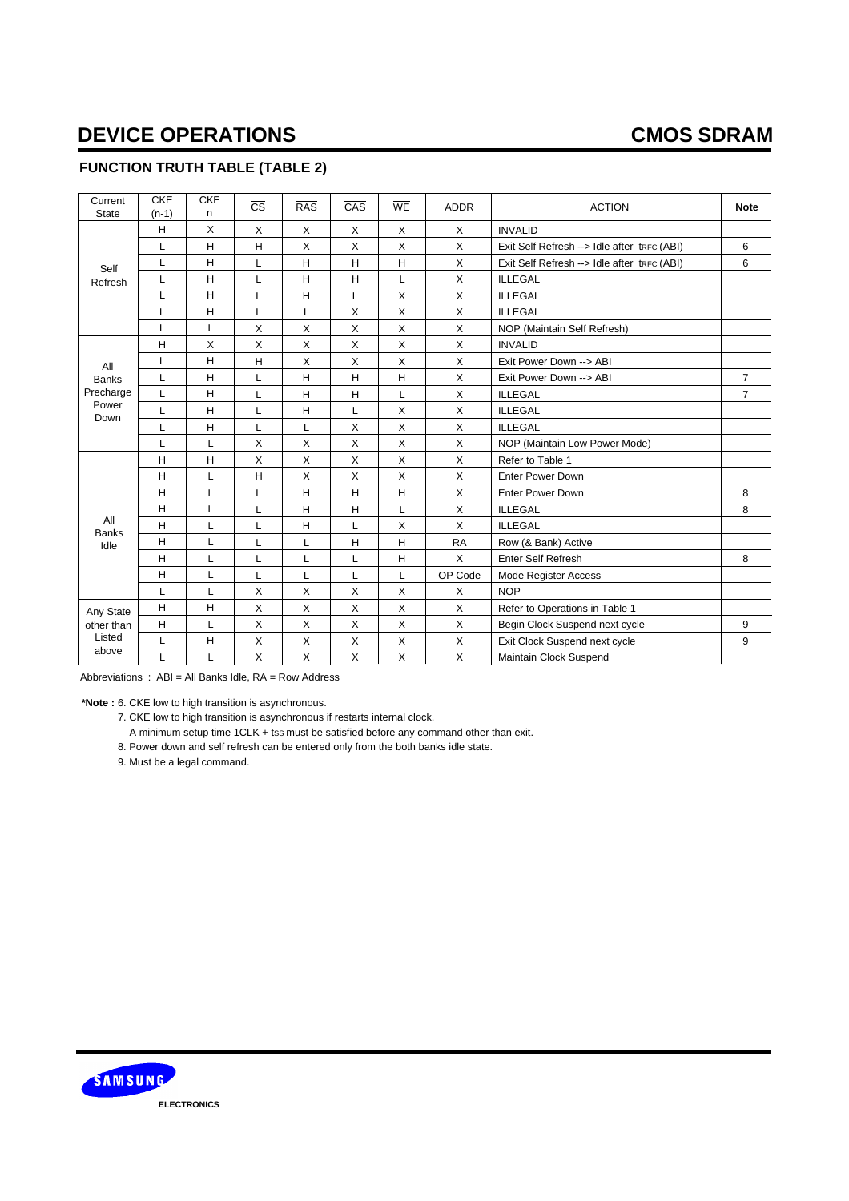## DEVICE OPERATIONS

### FUNCTION TRUTH TABLE (TABLE 2)

| Current State | CKE (n-1) | CKE n | $\overline{CS}$ | $\overline{RAS}$ | $\overline{CAS}$ | $\overline{WE}$ | ADDR | ACTION | Note |
|---|---|---|---|---|---|---|---|---|---|
| Self Refresh | H | X | X | X | X | X | X | INVALID | |
| | L | H | H | X | X | X | X | Exit Self Refresh --> Idle after $t_{RFC}$ (ABI) | 6 |
| | L | H | L | H | H | H | X | Exit Self Refresh --> Idle after $t_{RFC}$ (ABI) | 6 |
| | L | H | L | H | H | L | X | ILLEGAL | |
| | L | H | L | H | L | X | X | ILLEGAL | |
| | L | H | L | L | X | X | X | ILLEGAL | |
| | L | L | X | X | X | X | X | NOP (Maintain Self Refresh) | |
| All Banks Precharge Power Down | H | X | X | X | X | X | X | INVALID | |
| | L | H | H | X | X | X | X | Exit Power Down --> ABI | |
| | L | H | L | H | H | H | X | Exit Power Down --> ABI | 7 |
| | L | H | L | H | H | L | X | ILLEGAL | 7 |
| | L | H | L | H | L | X | X | ILLEGAL | |
| | L | H | L | L | X | X | X | ILLEGAL | |
| | L | L | X | X | X | X | X | NOP (Maintain Low Power Mode) | |
| All Banks Idle | H | H | X | X | X | X | X | Refer to Table 1 | |
| | H | L | H | X | X | X | X | Enter Power Down | |
| | H | L | L | H | H | H | X | Enter Power Down | 8 |
| | H | L | L | H | H | L | X | ILLEGAL | 8 |
| | H | L | L | H | L | X | X | ILLEGAL | |
| | H | L | L | L | H | H | RA | Row (& Bank) Active | |
| | H | L | L | L | L | H | X | Enter Self Refresh | 8 |
| | H | L | L | L | L | L | OP Code | Mode Register Access | |
| | L | L | X | X | X | X | X | NOP | |
| Any State other than Listed above | H | H | X | X | X | X | X | Refer to Operations in Table 1 | |
| | H | L | X | X | X | X | X | Begin Clock Suspend next cycle | 9 |
| | L | H | X | X | X | X | X | Exit Clock Suspend next cycle | 9 |
| | L | L | X | X | X | X | X | Maintain Clock Suspend | |

Abbreviations : ABI = All Banks Idle, RA = Row Address

**\*Note :** 6. CKE low to high transition is asynchronous.

7. CKE low to high transition is asynchronous if restarts internal clock.
   A minimum setup time 1CLK + $t_{SS}$ must be satisfied before any command other than exit.
8. Power down and self refresh can be entered only from the both banks idle state.
9. Must be a legal command.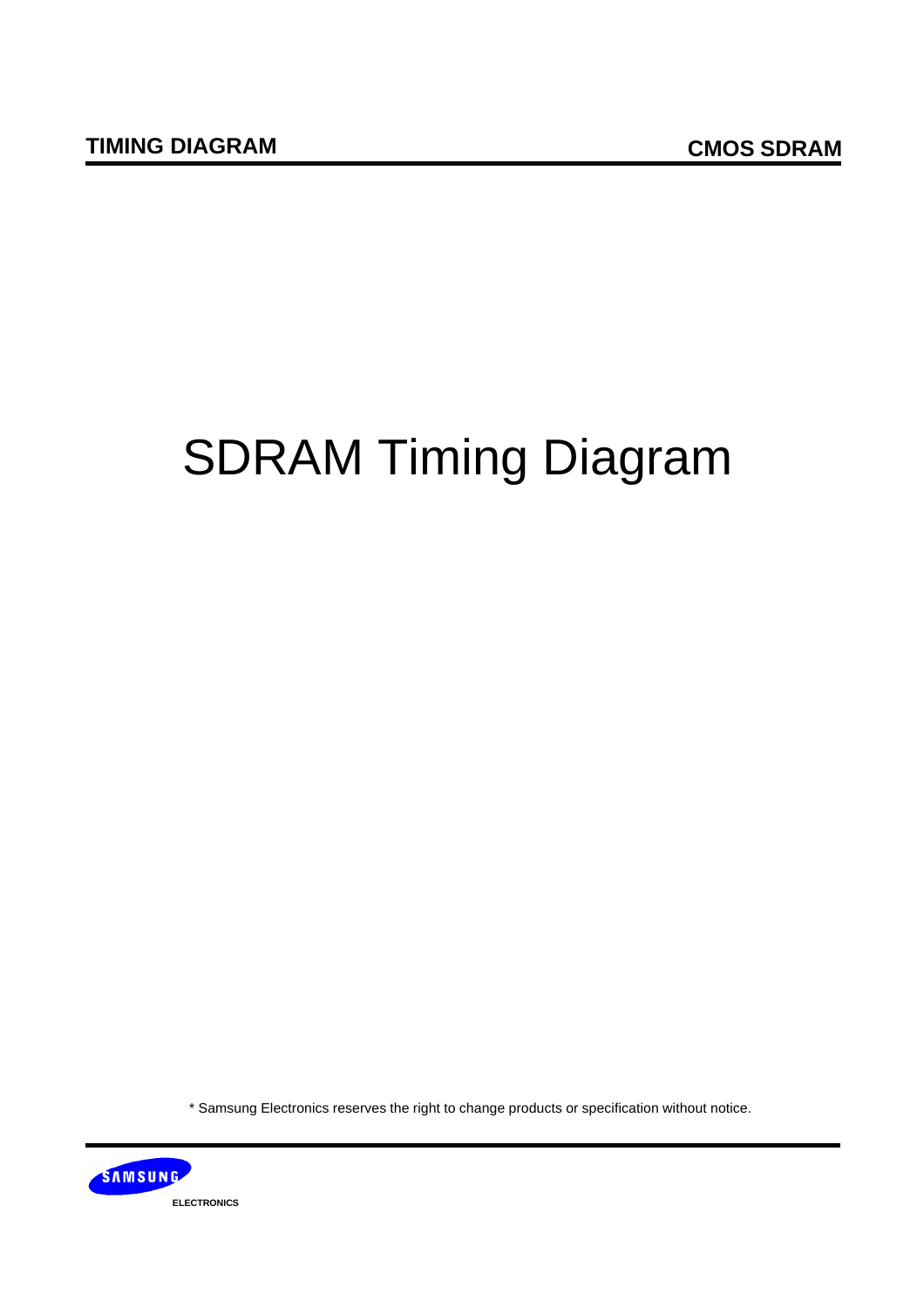# SDRAM Timing Diagram

* Samsung Electronics reserves the right to change products or specification without notice.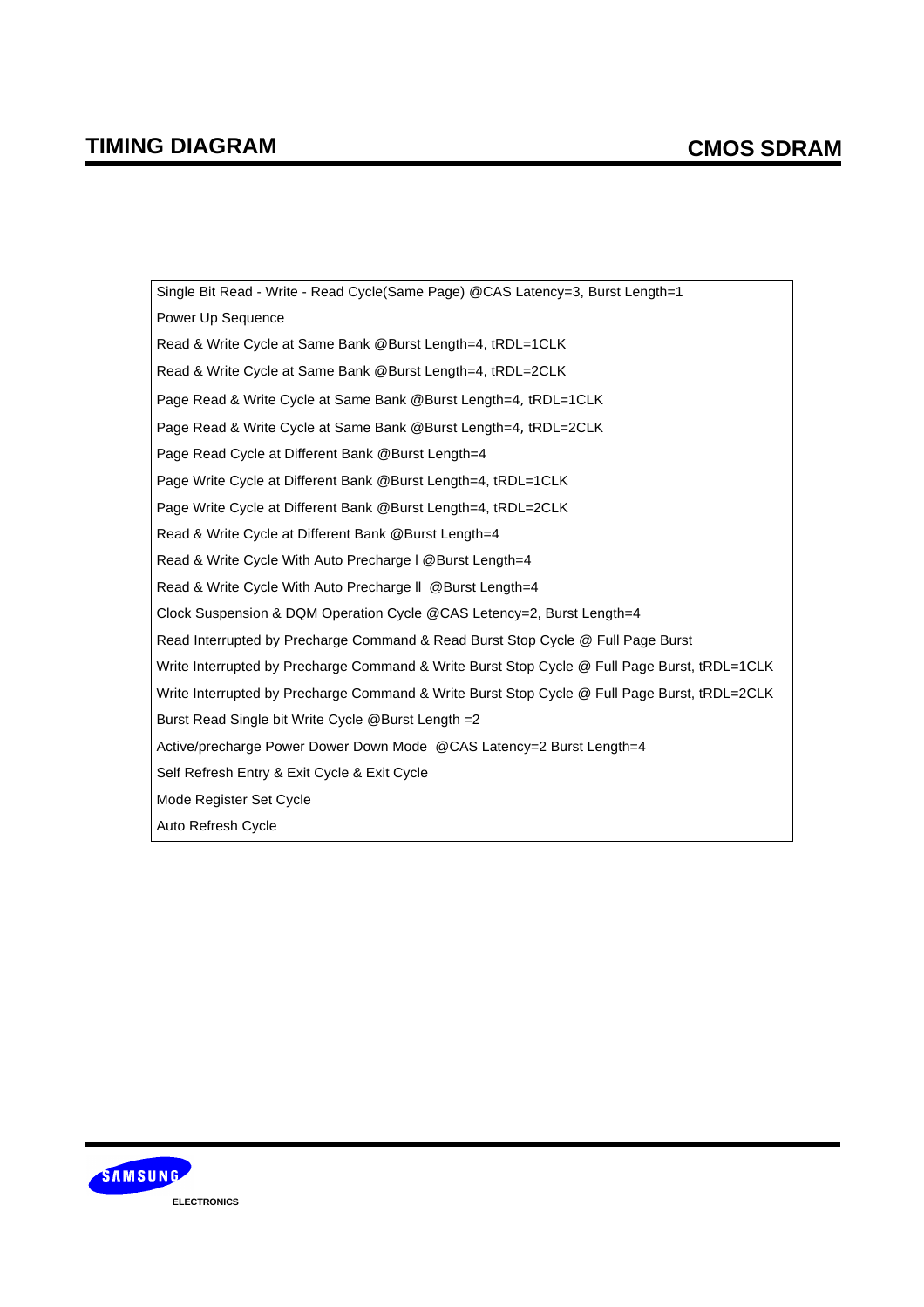## TIMING DIAGRAM

| |
|---|
| Single Bit Read - Write - Read Cycle(Same Page) @CAS Latency=3, Burst Length=1 |
| Power Up Sequence |
| Read & Write Cycle at Same Bank @Burst Length=4, tRDL=1CLK |
| Read & Write Cycle at Same Bank @Burst Length=4, tRDL=2CLK |
| Page Read & Write Cycle at Same Bank @Burst Length=4, tRDL=1CLK |
| Page Read & Write Cycle at Same Bank @Burst Length=4, tRDL=2CLK |
| Page Read Cycle at Different Bank @Burst Length=4 |
| Page Write Cycle at Different Bank @Burst Length=4, tRDL=1CLK |
| Page Write Cycle at Different Bank @Burst Length=4, tRDL=2CLK |
| Read & Write Cycle at Different Bank @Burst Length=4 |
| Read & Write Cycle With Auto Precharge I @Burst Length=4 |
| Read & Write Cycle With Auto Precharge II @Burst Length=4 |
| Clock Suspension & DQM Operation Cycle @CAS Letency=2, Burst Length=4 |
| Read Interrupted by Precharge Command & Read Burst Stop Cycle @ Full Page Burst |
| Write Interrupted by Precharge Command & Write Burst Stop Cycle @ Full Page Burst, tRDL=1CLK |
| Write Interrupted by Precharge Command & Write Burst Stop Cycle @ Full Page Burst, tRDL=2CLK |
| Burst Read Single bit Write Cycle @Burst Length =2 |
| Active/precharge Power Dower Down Mode @CAS Latency=2 Burst Length=4 |
| Self Refresh Entry & Exit Cycle & Exit Cycle |
| Mode Register Set Cycle |
| Auto Refresh Cycle |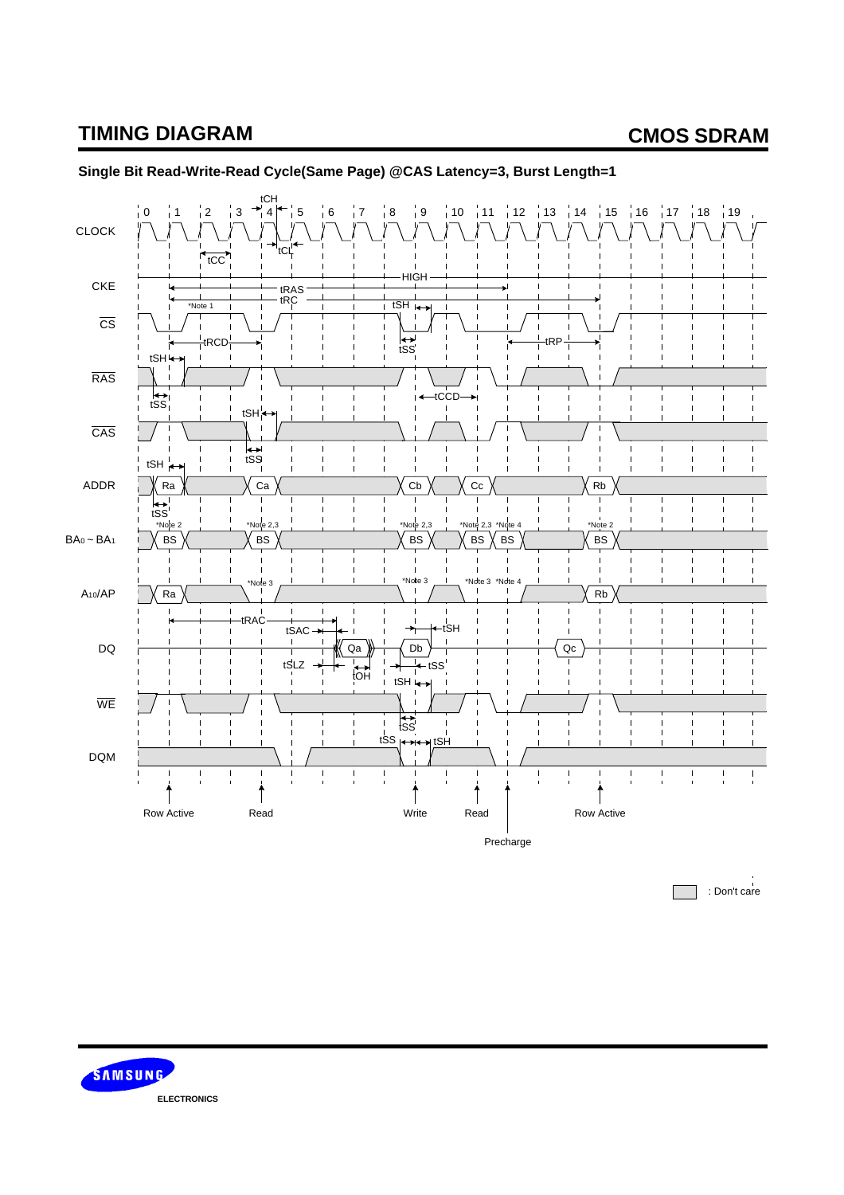## Single Bit Read-Write-Read Cycle(Same Page) @CAS Latency=3, Burst Length=1

CLOCK: 0 1 2 3 4 5 6 7 8 9 10 11 12 13 14 15 16 17 18 19

tCH, tCC, tCL

CKE — HIGH

tRAS, tRC, *Note 1, tSH, tSS, tRCD, tRP

$\overline{CS}$

$\overline{RAS}$ — tSH, tSS, tCCD

$\overline{CAS}$ — tSH, tSS

ADDR — Ra, Ca, Cb, Cc, Rb

$BA_0 \sim BA_1$ — BS (*Note 2), BS (*Note 2,3), BS (*Note 2,3), BS (*Note 2,3), BS (*Note 4), BS (*Note 2)

$A_{10}$/AP — Ra, *Note 3, *Note 3, *Note 3, *Note 4, Rb

DQ — tRAC, tSAC, tSLZ, tOH, Qa, Db, Qc, tSH, tSS

$\overline{WE}$ — tSH, tSS

DQM — tSS, tSH

Row Active (clock 1), Read (clock 4), Write (clock 9), Read (clock 11), Precharge (clock 12), Row Active (clock 15)

: Don't care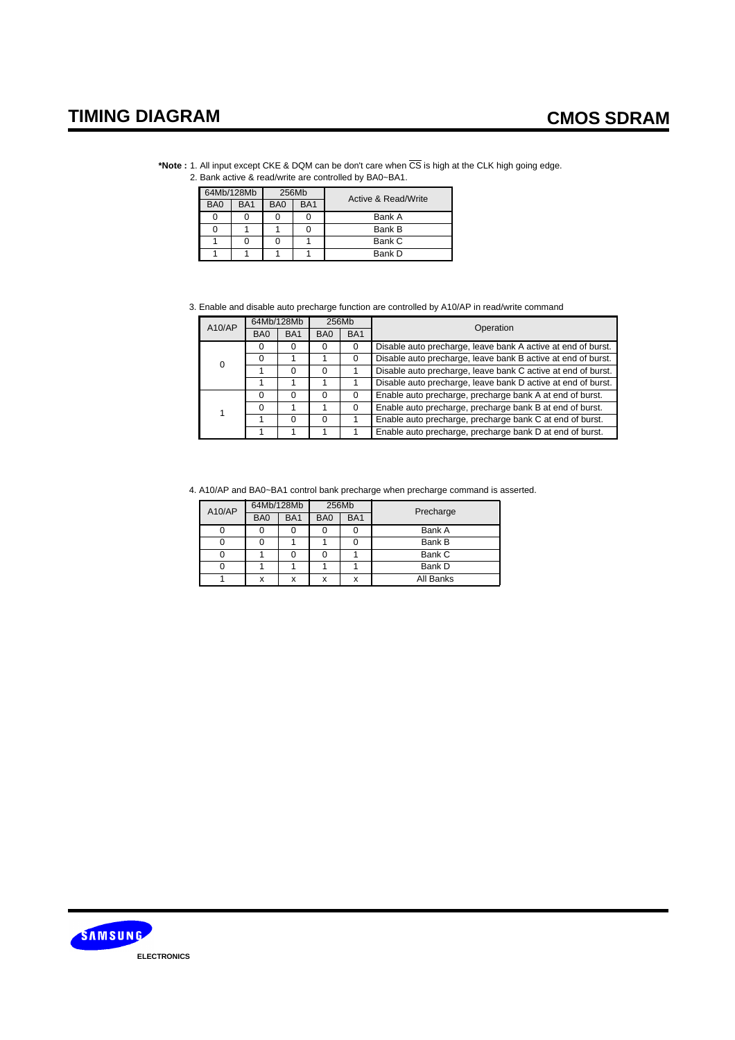**\*Note :** 1. All input except CKE & DQM can be don't care when $\overline{CS}$ is high at the CLK high going edge.

2. Bank active & read/write are controlled by BA0~BA1.

| 64Mb/128Mb | | 256Mb | | Active & Read/Write |
|---|---|---|---|---|
| BA0 | BA1 | BA0 | BA1 | |
| 0 | 0 | 0 | 0 | Bank A |
| 0 | 1 | 1 | 0 | Bank B |
| 1 | 0 | 0 | 1 | Bank C |
| 1 | 1 | 1 | 1 | Bank D |

3. Enable and disable auto precharge function are controlled by A10/AP in read/write command

| A10/AP | 64Mb/128Mb | | 256Mb | | Operation |
|---|---|---|---|---|---|
| | BA0 | BA1 | BA0 | BA1 | |
| 0 | 0 | 0 | 0 | 0 | Disable auto precharge, leave bank A active at end of burst. |
| | 0 | 1 | 1 | 0 | Disable auto precharge, leave bank B active at end of burst. |
| | 1 | 0 | 0 | 1 | Disable auto precharge, leave bank C active at end of burst. |
| | 1 | 1 | 1 | 1 | Disable auto precharge, leave bank D active at end of burst. |
| 1 | 0 | 0 | 0 | 0 | Enable auto precharge, precharge bank A at end of burst. |
| | 0 | 1 | 1 | 0 | Enable auto precharge, precharge bank B at end of burst. |
| | 1 | 0 | 0 | 1 | Enable auto precharge, precharge bank C at end of burst. |
| | 1 | 1 | 1 | 1 | Enable auto precharge, precharge bank D at end of burst. |

4. A10/AP and BA0~BA1 control bank precharge when precharge command is asserted.

| A10/AP | 64Mb/128Mb | | 256Mb | | Precharge |
|---|---|---|---|---|---|
| | BA0 | BA1 | BA0 | BA1 | |
| 0 | 0 | 0 | 0 | 0 | Bank A |
| 0 | 0 | 1 | 1 | 0 | Bank B |
| 0 | 1 | 0 | 0 | 1 | Bank C |
| 0 | 1 | 1 | 1 | 1 | Bank D |
| 1 | x | x | x | x | All Banks |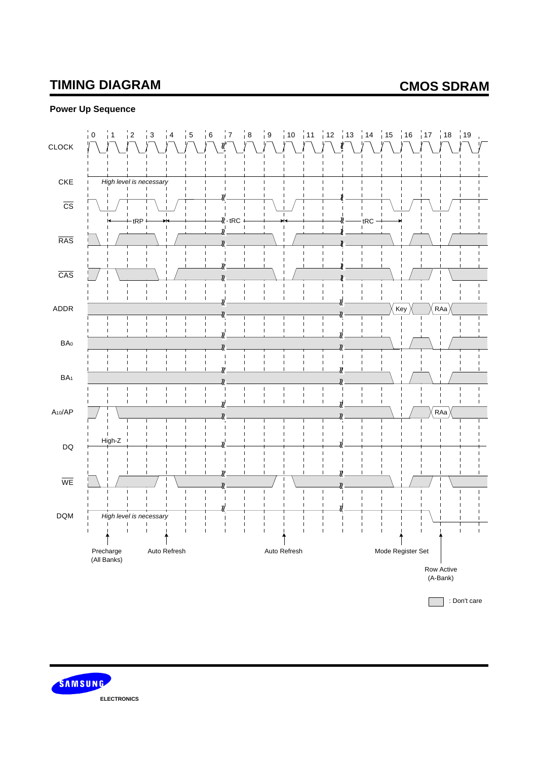# TIMING DIAGRAM

## Power Up Sequence

CLOCK: 0 1 2 3 4 5 6 7 8 9 10 11 12 13 14 15 16 17 18 19

CKE — High level is necessary

$\overline{CS}$

tRP — tRC — tRC

$\overline{RAS}$

$\overline{CAS}$

ADDR — Key — RAa

$BA_0$

$BA_1$

$A_{10}$/AP — RAa

DQ — High-Z

$\overline{WE}$

DQM — High level is necessary

Precharge (All Banks)

Auto Refresh

Auto Refresh

Mode Register Set

Row Active (A-Bank)

: Don't care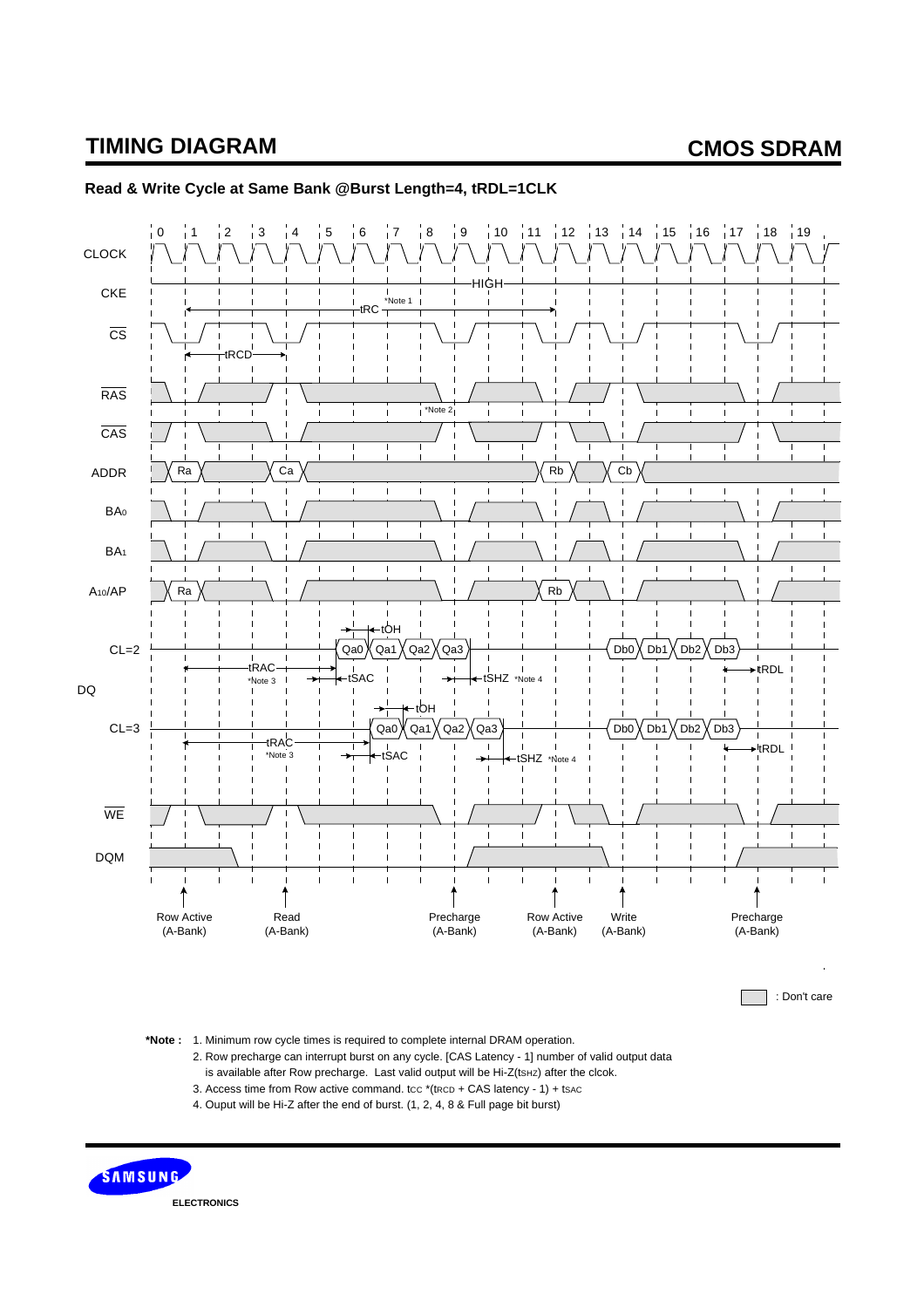## TIMING DIAGRAM

### Read & Write Cycle at Same Bank @Burst Length=4, tRDL=1CLK

CLOCK: 0 1 2 3 4 5 6 7 8 9 10 11 12 13 14 15 16 17 18 19

CKE: HIGH

tRC *Note 1

CS

tRCD

RAS

*Note 2

CAS

ADDR: Ra, Ca, Rb, Cb

BA0

BA1

A10/AP: Ra, Rb

DQ

CL=2: tOH, Qa0, Qa1, Qa2, Qa3, Db0, Db1, Db2, Db3, tRAC *Note 3, tSAC, tSHZ *Note 4, tRDL

CL=3: tOH, Qa0, Qa1, Qa2, Qa3, Db0, Db1, Db2, Db3, tRAC *Note 3, tSAC, tSHZ *Note 4, tRDL

WE

DQM

Row Active (A-Bank) | Read (A-Bank) | Precharge (A-Bank) | Row Active (A-Bank) | Write (A-Bank) | Precharge (A-Bank)

: Don't care

**\*Note :** 1. Minimum row cycle times is required to complete internal DRAM operation.
2. Row precharge can interrupt burst on any cycle. [CAS Latency - 1] number of valid output data is available after Row precharge. Last valid output will be Hi-Z($t_{SHZ}$) after the clcok.
3. Access time from Row active command. $t_{CC}$ *($t_{RCD}$ + CAS latency - 1) + $t_{SAC}$
4. Ouput will be Hi-Z after the end of burst. (1, 2, 4, 8 & Full page bit burst)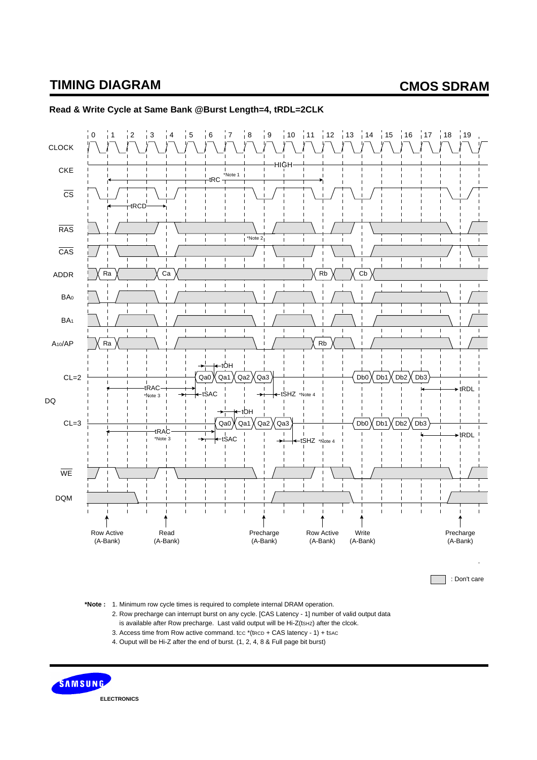## TIMING DIAGRAM

### Read & Write Cycle at Same Bank @Burst Length=4, tRDL=2CLK

CLOCK: 0 1 2 3 4 5 6 7 8 9 10 11 12 13 14 15 16 17 18 19

CKE: HIGH

tRC *Note 1

$\overline{CS}$ — tRCD

$\overline{RAS}$ — *Note 2

$\overline{CAS}$

ADDR: Ra, Ca, Rb, Cb

$BA_0$

$BA_1$

$A_{10}$/AP: Ra, Rb

DQ

CL=2: tOH; Qa0, Qa1, Qa2, Qa3; tRAC *Note 3; tSAC; tSHZ *Note 4; Db0, Db1, Db2, Db3; tRDL

CL=3: tOH; Qa0, Qa1, Qa2, Qa3; tRAC *Note 3; tSAC; tSHZ *Note 4; Db0, Db1, Db2, Db3; tRDL

$\overline{WE}$

DQM

Row Active (A-Bank) | Read (A-Bank) | Precharge (A-Bank) | Row Active (A-Bank) | Write (A-Bank) | Precharge (A-Bank)

: Don't care

**\*Note :**
1. Minimum row cycle times is required to complete internal DRAM operation.
2. Row precharge can interrupt burst on any cycle. [CAS Latency - 1] number of valid output data is available after Row precharge. Last valid output will be Hi-Z($t_{SHZ}$) after the clcok.
3. Access time from Row active command. $t_{CC}$ *($t_{RCD}$ + CAS latency - 1) + $t_{SAC}$
4. Ouput will be Hi-Z after the end of burst. (1, 2, 4, 8 & Full page bit burst)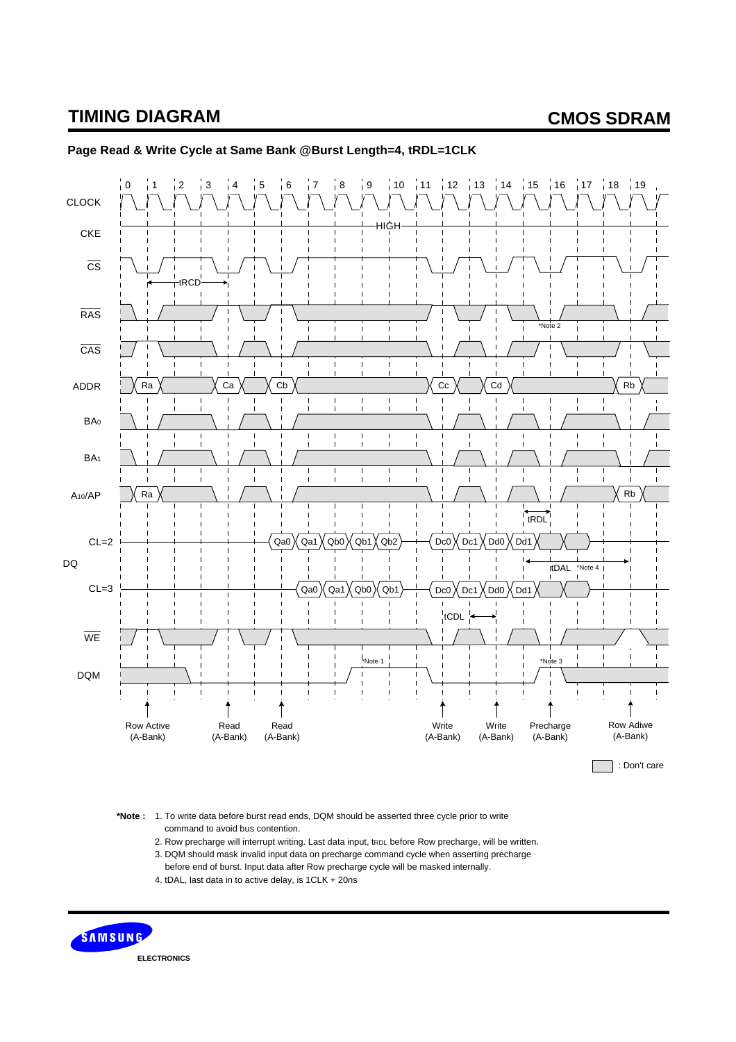## Page Read & Write Cycle at Same Bank @Burst Length=4, tRDL=1CLK

| CLOCK | 0 | 1 | 2 | 3 | 4 | 5 | 6 | 7 | 8 | 9 | 10 | 11 | 12 | 13 | 14 | 15 | 16 | 17 | 18 | 19 |
|---|---|---|---|---|---|---|---|---|---|---|---|---|---|---|---|---|---|---|---|---|
| CKE | HIGH | | | | | | | | | | | | | | | | | | | |
| ADDR | | Ra | | | Ca | | Cb | | | | | | Cc | | Cd | | | | Rb | |
| A10/AP | | Ra | | | | | | | | | | | | | | | | | Rb | |
| DQ (CL=2) | | | | | | | Qa0 | Qa1 | Qb0 | Qb1 | Qb2 | | Dc0 | Dc1 | Dd0 | Dd1 | | | | |
| DQ (CL=3) | | | | | | | | Qa0 | Qa1 | Qb0 | Qb1 | | Dc0 | Dc1 | Dd0 | Dd1 | | | | |

Signals: CLOCK, CKE, $\overline{CS}$, $\overline{RAS}$, $\overline{CAS}$, ADDR, $BA_0$, $BA_1$, $A_{10}$/AP, DQ (CL=2, CL=3), $\overline{WE}$, DQM

Timing labels: tRCD, tRDL, tDAL (*Note 4), tCDL, *Note 1, *Note 2, *Note 3

Commands:
- Clock 1: Row Active (A-Bank)
- Clock 4: Read (A-Bank)
- Clock 6: Read (A-Bank)
- Clock 12: Write (A-Bank)
- Clock 14: Write (A-Bank)
- Clock 16: Precharge (A-Bank)
- Clock 19: Row Adiwe (A-Bank)

: Don't care

**\*Note :**
1. To write data before burst read ends, DQM should be asserted three cycle prior to write command to avoid bus contention.
2. Row precharge will interrupt writing. Last data input, $t_{RDL}$ before Row precharge, will be written.
3. DQM should mask invalid input data on precharge command cycle when asserting precharge before end of burst. Input data after Row precharge cycle will be masked internally.
4. tDAL, last data in to active delay, is 1CLK + 20ns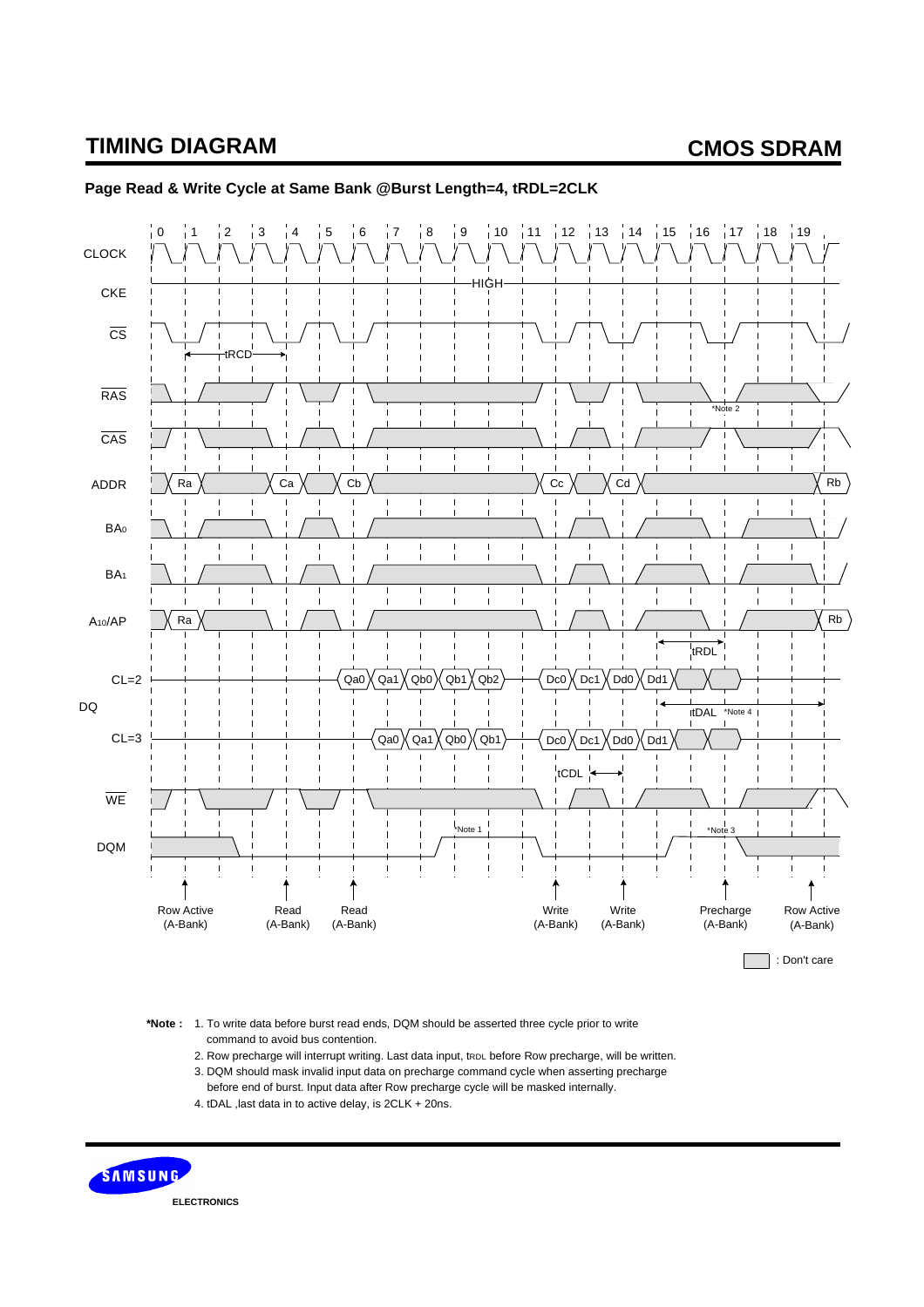## TIMING DIAGRAM

### Page Read & Write Cycle at Same Bank @Burst Length=4, tRDL=2CLK

| | |
|---|---|
| Signal | Clock cycles 0–19 |
| CLOCK | 0 1 2 3 4 5 6 7 8 9 10 11 12 13 14 15 16 17 18 19 |
| CKE | HIGH |
| $\overline{CS}$ | tRCD |
| $\overline{RAS}$ | *Note 2 |
| $\overline{CAS}$ | |
| ADDR | Ra, Ca, Cb, Cc, Cd, Rb |
| $BA_0$ | |
| $BA_1$ | |
| $A_{10}$/AP | Ra, Rb |
| | tRDL |
| DQ CL=2 | Qa0 Qa1 Qb0 Qb1 Qb2, Dc0 Dc1 Dd0 Dd1 |
| | tDAL *Note 4 |
| DQ CL=3 | Qa0 Qa1 Qb0 Qb1, Dc0 Dc1 Dd0 Dd1 |
| | tCDL |
| $\overline{WE}$ | |
| DQM | *Note 1, *Note 3 |

Row Active (A-Bank) — Read (A-Bank) — Read (A-Bank) — Write (A-Bank) — Write (A-Bank) — Precharge (A-Bank) — Row Active (A-Bank)

: Don't care

**\*Note :**
1. To write data before burst read ends, DQM should be asserted three cycle prior to write command to avoid bus contention.
2. Row precharge will interrupt writing. Last data input, $t_{RDL}$ before Row precharge, will be written.
3. DQM should mask invalid input data on precharge command cycle when asserting precharge before end of burst. Input data after Row precharge cycle will be masked internally.
4. tDAL ,last data in to active delay, is 2CLK + 20ns.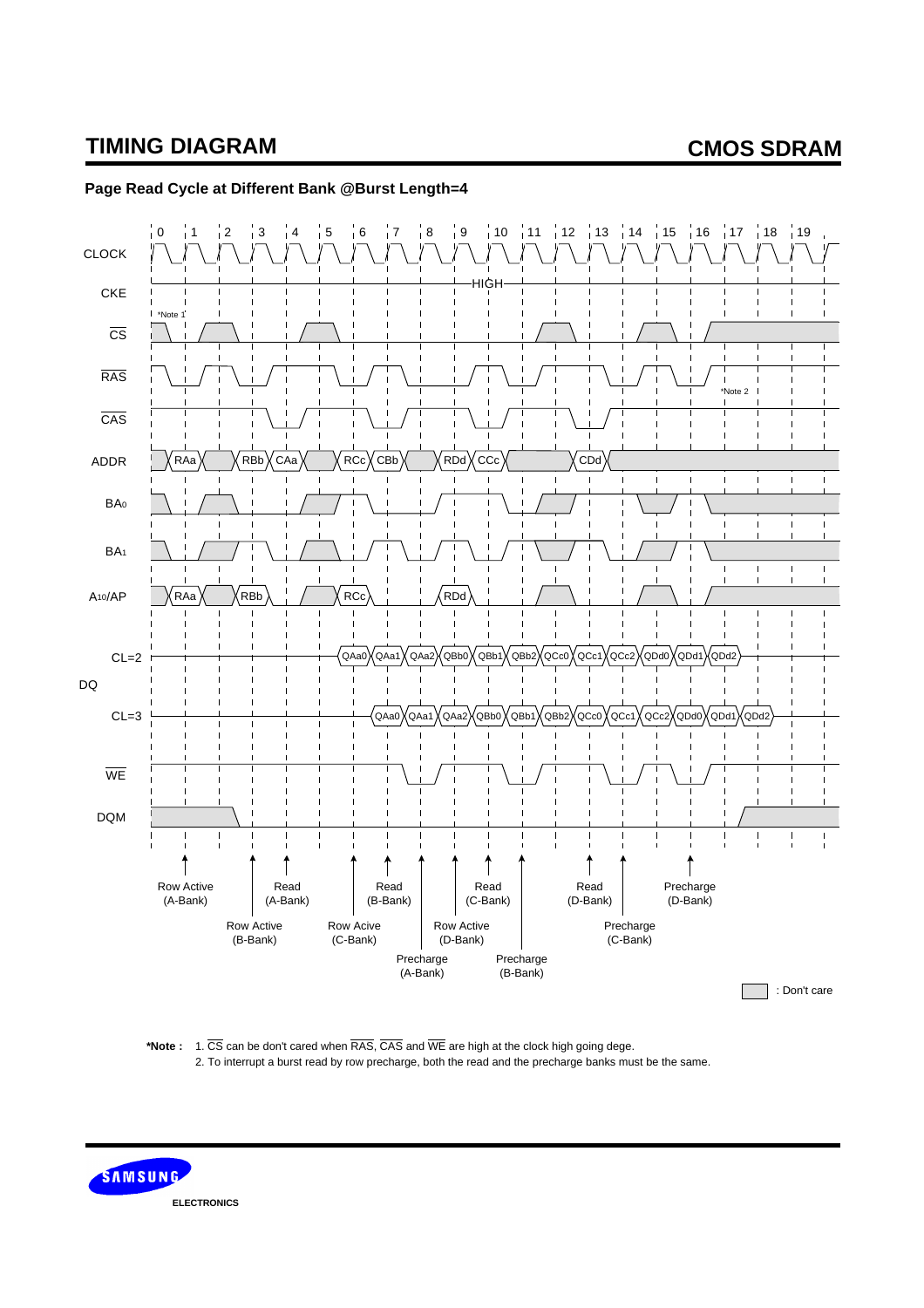# TIMING DIAGRAM

**CMOS SDRAM**

**Page Read Cycle at Different Bank @Burst Length=4**

CLOCK: 0 1 2 3 4 5 6 7 8 9 10 11 12 13 14 15 16 17 18 19

CKE: HIGH

$\overline{CS}$ — *Note 1

$\overline{RAS}$ — *Note 2

$\overline{CAS}$

ADDR: RAa, RBb, CAa, RCc, CBb, RDd, CCc, CDd

$BA_0$

$BA_1$

$A_{10}$/AP: RAa, RBb, RCc, RDd

DQ CL=2: QAa0, QAa1, QAa2, QBb0, QBb1, QBb2, QCc0, QCc1, QCc2, QDd0, QDd1, QDd2

DQ CL=3: QAa0, QAa1, QAa2, QBb0, QBb1, QBb2, QCc0, QCc1, QCc2, QDd0, QDd1, QDd2

$\overline{WE}$

DQM

Row Active (A-Bank)
Row Active (B-Bank)
Read (A-Bank)
Row Acive (C-Bank)
Read (B-Bank)
Precharge (A-Bank)
Row Active (D-Bank)
Read (C-Bank)
Precharge (B-Bank)
Read (D-Bank)
Precharge (C-Bank)
Precharge (D-Bank)

: Don't care

**\*Note :** 1. $\overline{CS}$ can be don't cared when $\overline{RAS}$, $\overline{CAS}$ and $\overline{WE}$ are high at the clock high going dege.
2. To interrupt a burst read by row precharge, both the read and the precharge banks must be the same.

SAMSUNG ELECTRONICS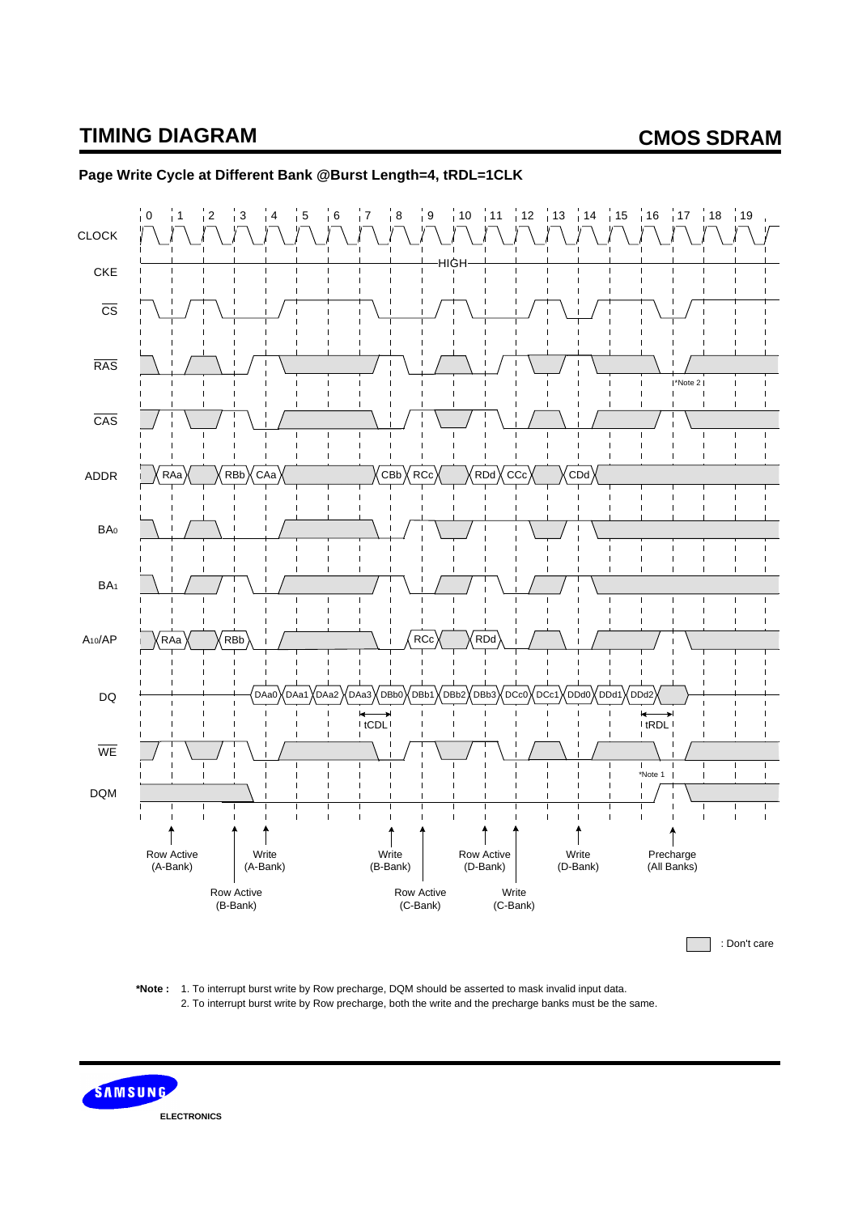## TIMING DIAGRAM

**CMOS SDRAM**

**Page Write Cycle at Different Bank @Burst Length=4, tRDL=1CLK**

CLOCK 0 1 2 3 4 5 6 7 8 9 10 11 12 13 14 15 16 17 18 19

CKE HIGH

CS

RAS *Note 2

CAS

ADDR RAa RBb CAa CBb RCc RDd CCc CDd

BA0

BA1

A10/AP RAa RBb RCc RDd

DQ DAa0 DAa1 DAa2 DAa3 DBb0 DBb1 DBb2 DBb3 DCc0 DCc1 DDd0 DDd1 DDd2

tCDL tRDL

WE *Note 1

DQM

Row Active (A-Bank) | Row Active (B-Bank) | Write (A-Bank) | Write (B-Bank) | Row Active (C-Bank) | Row Active (D-Bank) | Write (C-Bank) | Write (D-Bank) | Precharge (All Banks)

: Don't care

**\*Note :** 1. To interrupt burst write by Row precharge, DQM should be asserted to mask invalid input data.

2. To interrupt burst write by Row precharge, both the write and the precharge banks must be the same.

SAMSUNG ELECTRONICS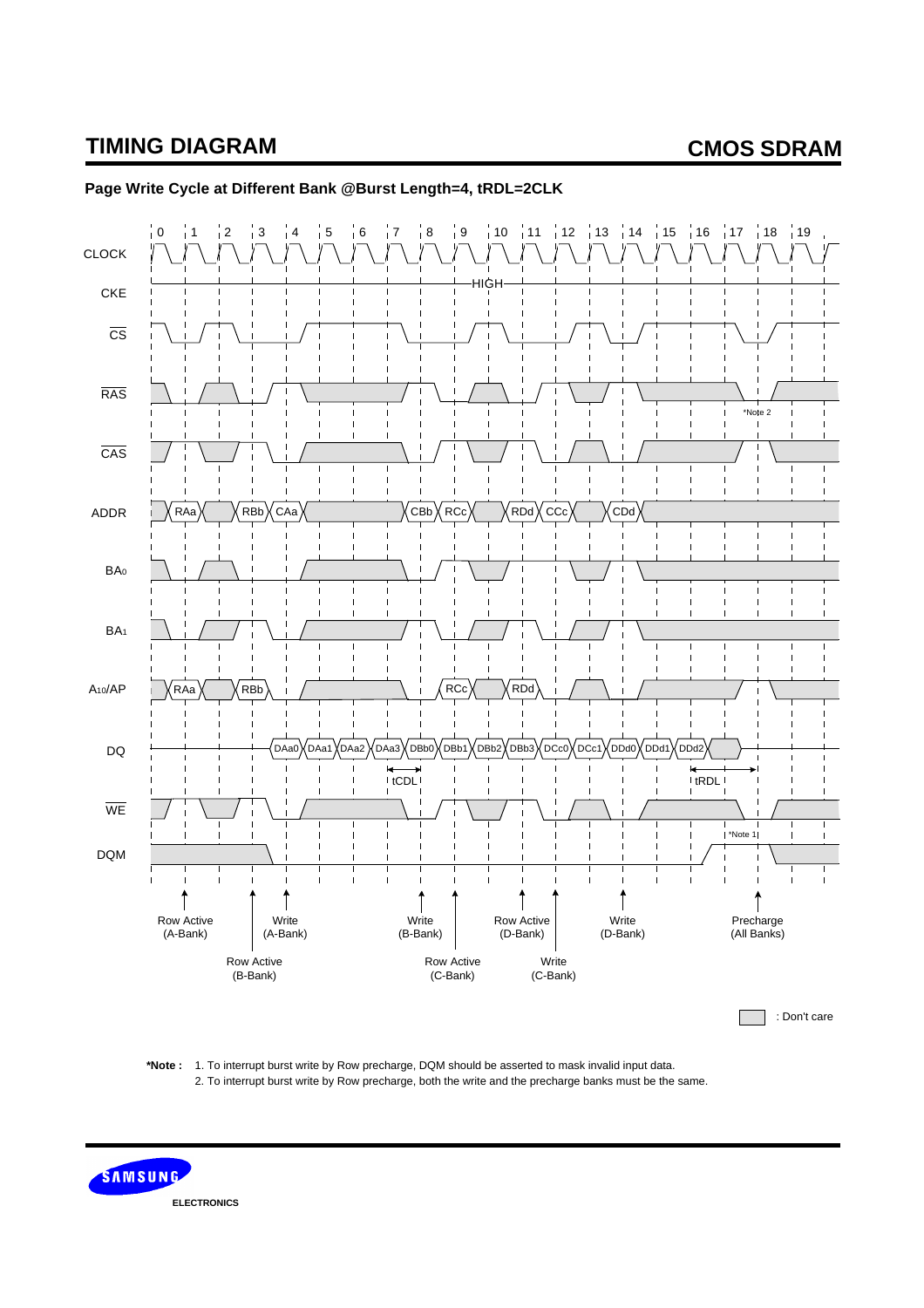# TIMING DIAGRAM

## Page Write Cycle at Different Bank @Burst Length=4, tRDL=2CLK

: Don't care

**\*Note :** 1. To interrupt burst write by Row precharge, DQM should be asserted to mask invalid input data.
2. To interrupt burst write by Row precharge, both the write and the precharge banks must be the same.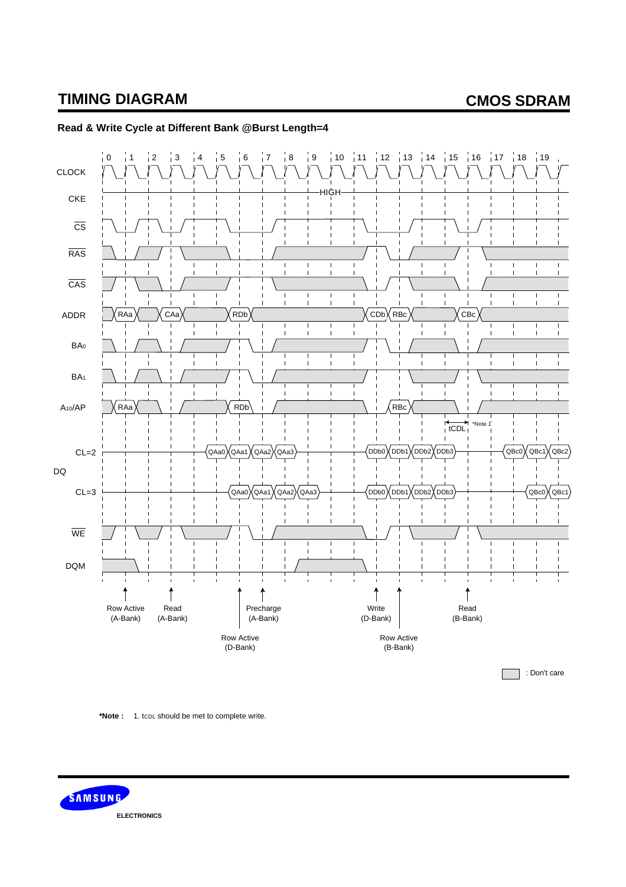# TIMING DIAGRAM

**CMOS SDRAM**

**Read & Write Cycle at Different Bank @Burst Length=4**

Signals: CLOCK (cycles 0–19), CKE (HIGH), $\overline{CS}$, $\overline{RAS}$, $\overline{CAS}$, ADDR (RAa, CAa, RDb, CDb, RBc, CBc), $BA_0$, $BA_1$, $A_{10}$/AP (RAa, RDb, RBc), DQ CL=2 (QAa0, QAa1, QAa2, QAa3, DDb0, DDb1, DDb2, DDb3, QBc0, QBc1, QBc2), DQ CL=3 (QAa0, QAa1, QAa2, QAa3, DDb0, DDb1, DDb2, DDb3, QBc0, QBc1), $\overline{WE}$, DQM

tCDL *Note 1

Row Active (A-Bank) — Read (A-Bank) — Row Active (D-Bank) — Precharge (A-Bank) — Write (D-Bank) — Row Active (B-Bank) — Read (B-Bank)

: Don't care

**\*Note :** 1. $t_{CDL}$ should be met to complete write.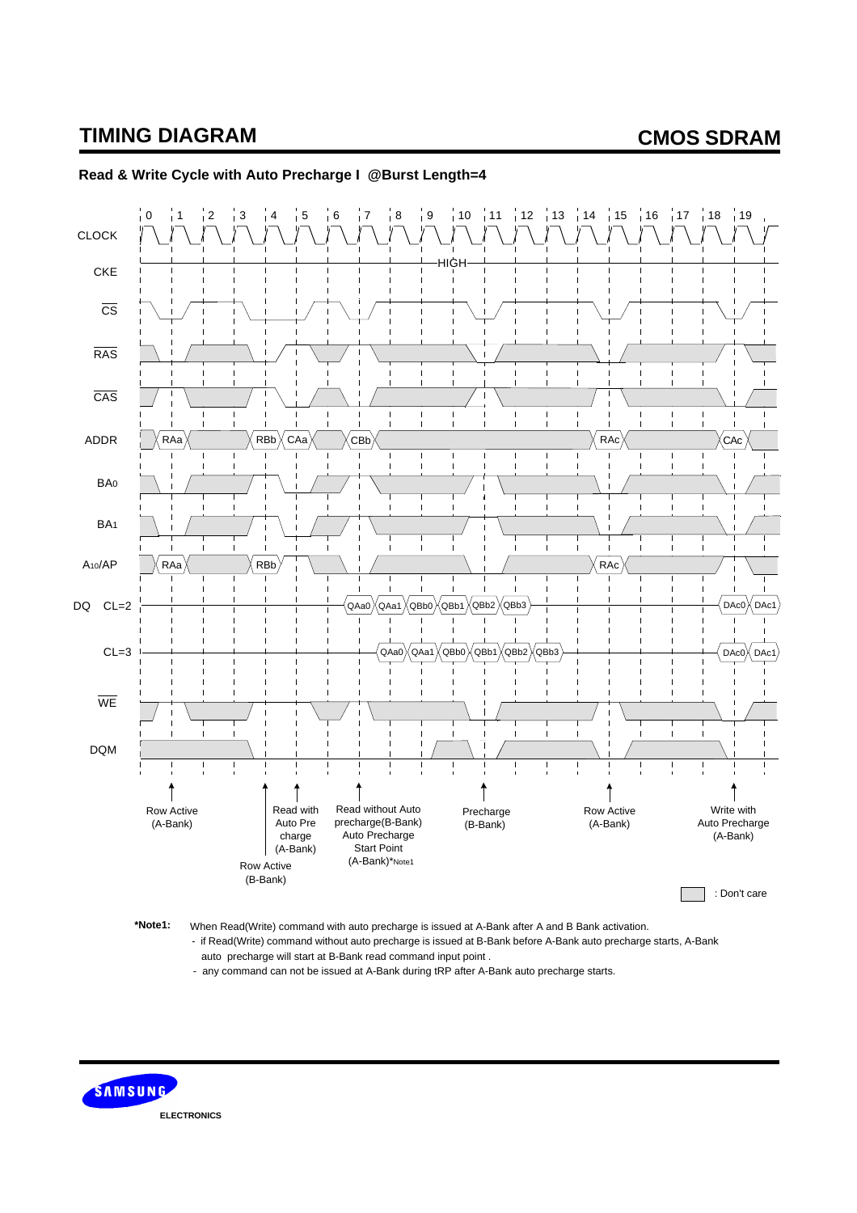## Read & Write Cycle with Auto Precharge I @Burst Length=4

CLOCK: 0 1 2 3 4 5 6 7 8 9 10 11 12 13 14 15 16 17 18 19

CKE: HIGH

$\overline{CS}$

$\overline{RAS}$

$\overline{CAS}$

ADDR: RAa, RBb, CAa, CBb, RAc, CAc

BA0

BA1

A10/AP: RAa, RBb, RAc

DQ CL=2: QAa0, QAa1, QBb0, QBb1, QBb2, QBb3, DAc0, DAc1

CL=3: QAa0, QAa1, QBb0, QBb1, QBb2, QBb3, DAc0, DAc1

$\overline{WE}$

DQM

Row Active (A-Bank)

Row Active (B-Bank)

Read with Auto Pre charge (A-Bank)

Read without Auto precharge(B-Bank) Auto Precharge Start Point (A-Bank)*Note1

Precharge (B-Bank)

Row Active (A-Bank)

Write with Auto Precharge (A-Bank)

: Don't care

**\*Note1:** When Read(Write) command with auto precharge is issued at A-Bank after A and B Bank activation.

- if Read(Write) command without auto precharge is issued at B-Bank before A-Bank auto precharge starts, A-Bank auto precharge will start at B-Bank read command input point .
- any command can not be issued at A-Bank during tRP after A-Bank auto precharge starts.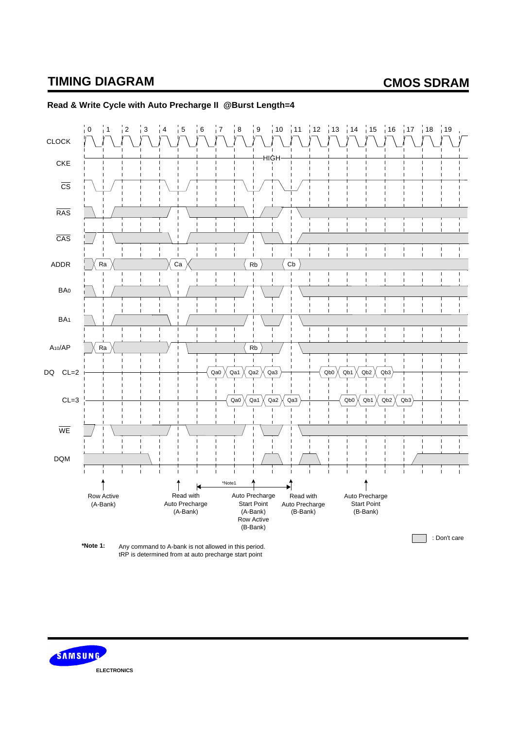# TIMING DIAGRAM

## Read & Write Cycle with Auto Precharge II @Burst Length=4

CLOCK: 0 1 2 3 4 5 6 7 8 9 10 11 12 13 14 15 16 17 18 19

CKE: HIGH

$\overline{CS}$

$\overline{RAS}$

$\overline{CAS}$

ADDR: Ra, Ca, Rb, Cb

$BA_0$

$BA_1$

$A_{10}$/AP: Ra, Rb

DQ CL=2: Qa0, Qa1, Qa2, Qa3, Qb0, Qb1, Qb2, Qb3

CL=3: Qa0, Qa1, Qa2, Qa3, Qb0, Qb1, Qb2, Qb3

$\overline{WE}$

DQM

*Note1

- Row Active (A-Bank)
- Read with Auto Precharge (A-Bank)
- Auto Precharge Start Point (A-Bank) Row Active (B-Bank)
- Read with Auto Precharge (B-Bank)
- Auto Precharge Start Point (B-Bank)

: Don't care

**\*Note 1:** Any command to A-bank is not allowed in this period.
tRP is determined from at auto precharge start point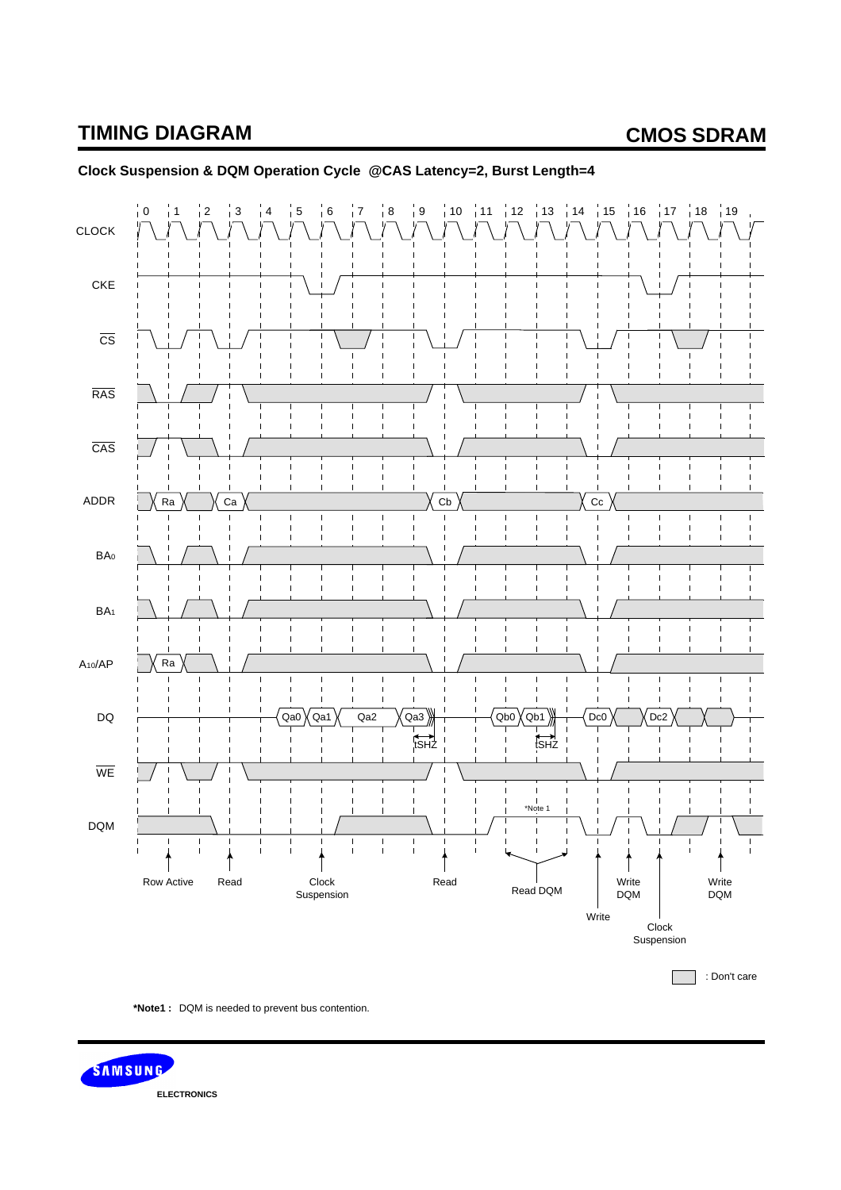## TIMING DIAGRAM

**Clock Suspension & DQM Operation Cycle @CAS Latency=2, Burst Length=4**

0 1 2 3 4 5 6 7 8 9 10 11 12 13 14 15 16 17 18 19

CLOCK

CKE

CS

RAS

CAS

ADDR — Ra, Ca, Cb, Cc

BA0

BA1

A10/AP — Ra

DQ — Qa0, Qa1, Qa2, Qa3, tSHZ, Qb0, Qb1, tSHZ, Dc0, Dc2

WE

DQM — *Note 1

Row Active, Read, Clock Suspension, Read, Read DQM, Write, Write DQM, Clock Suspension, Write DQM

: Don't care

**\*Note1 :** DQM is needed to prevent bus contention.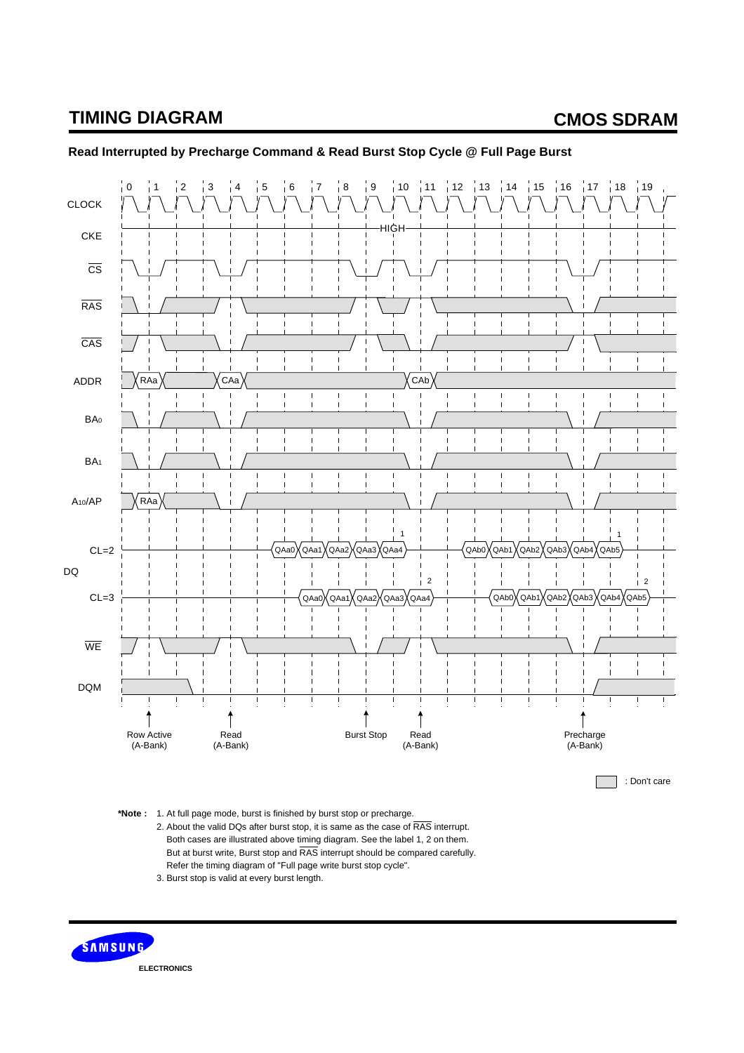## TIMING DIAGRAM

### Read Interrupted by Precharge Command & Read Burst Stop Cycle @ Full Page Burst

CLOCK 0 1 2 3 4 5 6 7 8 9 10 11 12 13 14 15 16 17 18 19

CKE HIGH

CS

RAS

CAS

ADDR RAa CAa CAb

BA0

BA1

A10/AP RAa

DQ CL=2 QAa0 QAa1 QAa2 QAa3 QAa4 (1) QAb0 QAb1 QAb2 QAb3 QAb4 QAb5 (1)

DQ CL=3 QAa0 QAa1 QAa2 QAa3 QAa4 (2) QAb0 QAb1 QAb2 QAb3 QAb4 QAb5 (2)

WE

DQM

Row Active (A-Bank) | Read (A-Bank) | Burst Stop | Read (A-Bank) | Precharge (A-Bank)

: Don't care

**\*Note :**
1. At full page mode, burst is finished by burst stop or precharge.
2. About the valid DQs after burst stop, it is same as the case of $\overline{RAS}$ interrupt. Both cases are illustrated above timing diagram. See the label 1, 2 on them. But at burst write, Burst stop and $\overline{RAS}$ interrupt should be compared carefully. Refer the timing diagram of "Full page write burst stop cycle".
3. Burst stop is valid at every burst length.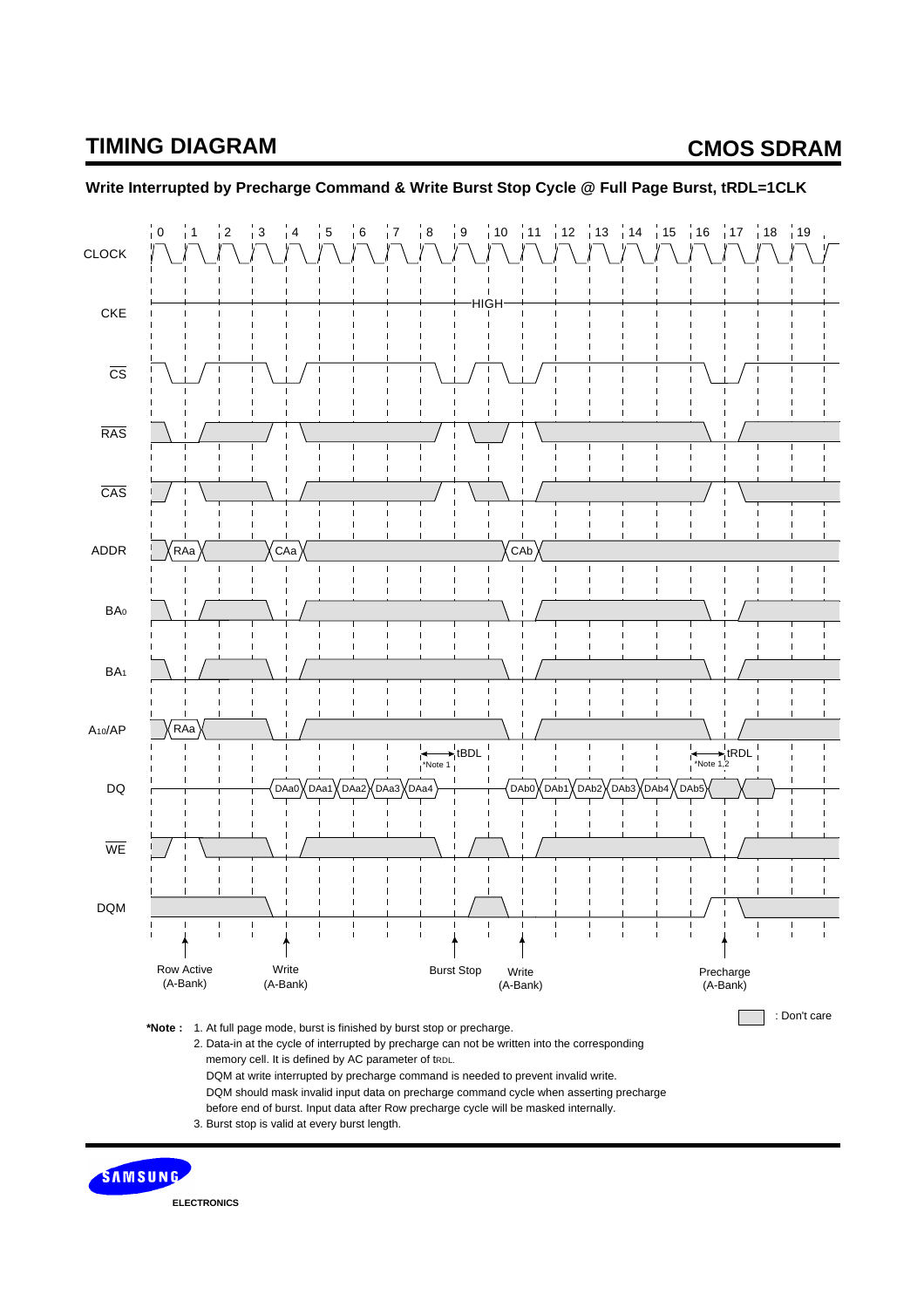## Write Interrupted by Precharge Command & Write Burst Stop Cycle @ Full Page Burst, tRDL=1CLK

CLOCK 0 1 2 3 4 5 6 7 8 9 10 11 12 13 14 15 16 17 18 19

CKE — HIGH

$\overline{CS}$

$\overline{RAS}$

$\overline{CAS}$

ADDR — RAa, CAa, CAb

$BA_0$

$BA_1$

$A_{10}$/AP — RAa

tBDL *Note 1

tRDL *Note 1,2

DQ — DAa0 DAa1 DAa2 DAa3 DAa4 — DAb0 DAb1 DAb2 DAb3 DAb4 DAb5

$\overline{WE}$

DQM

Row Active (A-Bank) — Write (A-Bank) — Burst Stop — Write (A-Bank) — Precharge (A-Bank)

: Don't care

**\*Note :**
1. At full page mode, burst is finished by burst stop or precharge.
2. Data-in at the cycle of interrupted by precharge can not be written into the corresponding memory cell. It is defined by AC parameter of $t_{RDL}$.
   DQM at write interrupted by precharge command is needed to prevent invalid write.
   DQM should mask invalid input data on precharge command cycle when asserting precharge before end of burst. Input data after Row precharge cycle will be masked internally.
3. Burst stop is valid at every burst length.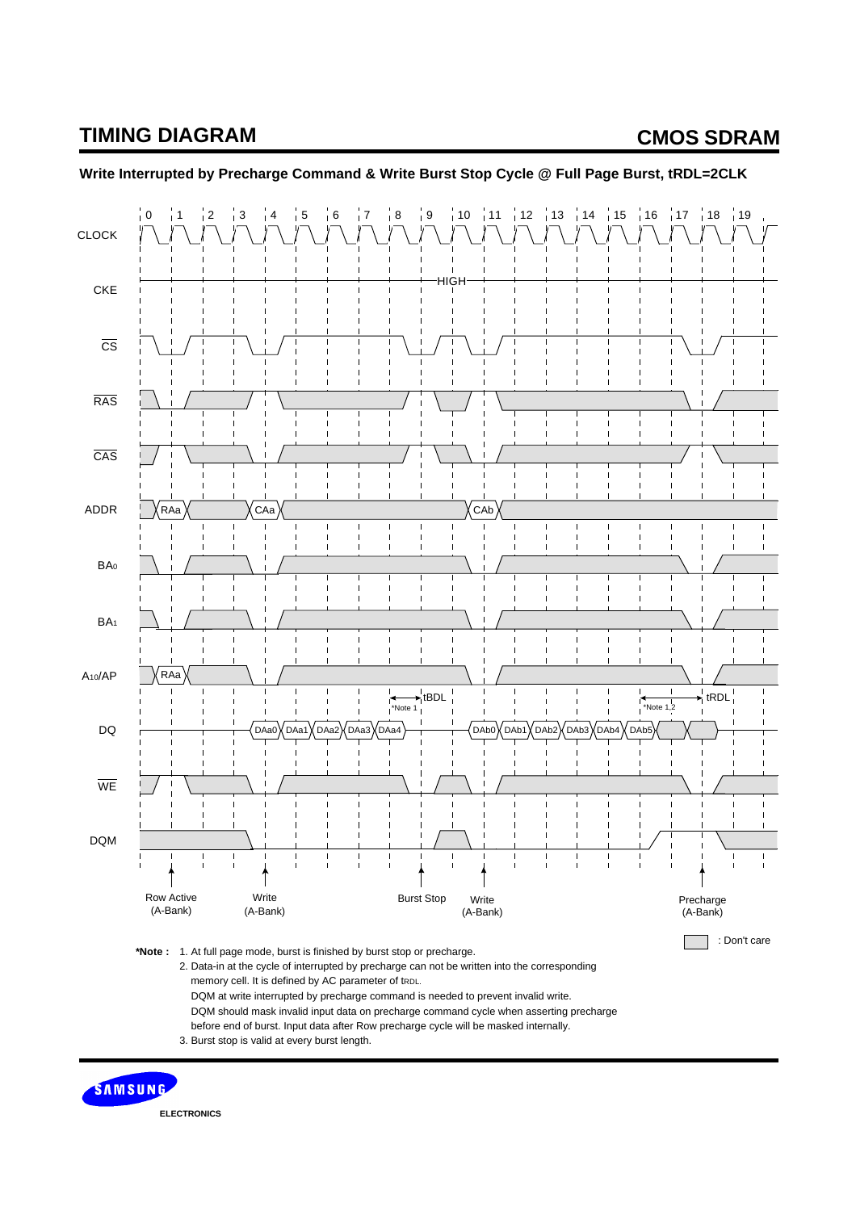## TIMING DIAGRAM

### Write Interrupted by Precharge Command & Write Burst Stop Cycle @ Full Page Burst, tRDL=2CLK

CLOCK 0 1 2 3 4 5 6 7 8 9 10 11 12 13 14 15 16 17 18 19

CKE HIGH

$\overline{CS}$

$\overline{RAS}$

$\overline{CAS}$

ADDR RAa CAa CAb

$BA_0$

$BA_1$

$A_{10}$/AP RAa

tBDL *Note 1 tRDL *Note 1,2

DQ DAa0 DAa1 DAa2 DAa3 DAa4 DAb0 DAb1 DAb2 DAb3 DAb4 DAb5

$\overline{WE}$

DQM

Row Active (A-Bank) Write (A-Bank) Burst Stop Write (A-Bank) Precharge (A-Bank)

: Don't care

**\*Note :** 1. At full page mode, burst is finished by burst stop or precharge.

2. Data-in at the cycle of interrupted by precharge can not be written into the corresponding memory cell. It is defined by AC parameter of tRDL.
DQM at write interrupted by precharge command is needed to prevent invalid write.
DQM should mask invalid input data on precharge command cycle when asserting precharge before end of burst. Input data after Row precharge cycle will be masked internally.

3. Burst stop is valid at every burst length.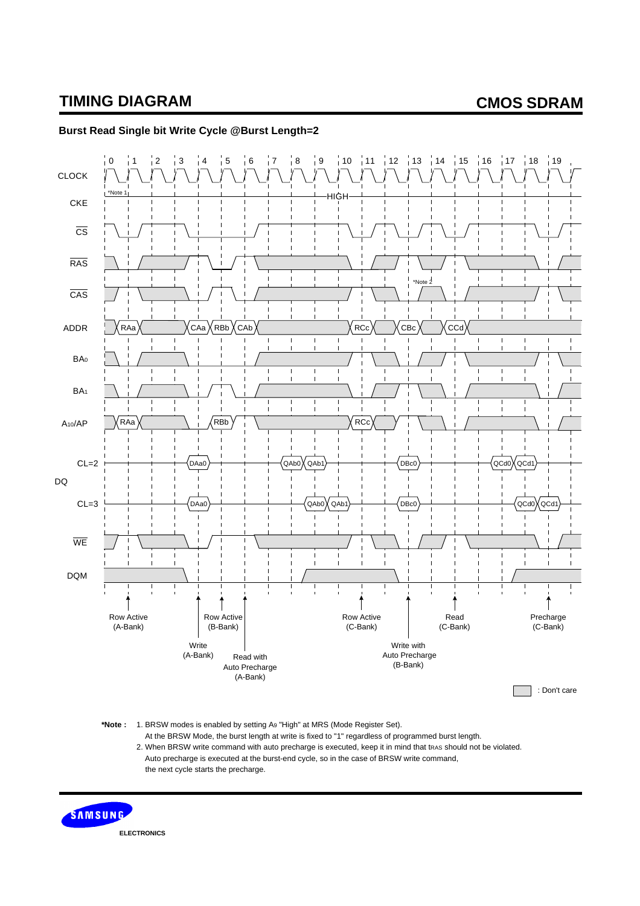## TIMING DIAGRAM

### Burst Read Single bit Write Cycle @Burst Length=2

CLOCK: 0 1 2 3 4 5 6 7 8 9 10 11 12 13 14 15 16 17 18 19

CKE: *Note 1 — HIGH

CS

RAS

CAS: *Note 2

ADDR: RAa, CAa, RBb, CAb, RCc, CBc, CCd

BA0

BA1

A10/AP: RAa, RBb, RCc

DQ
- CL=2: DAa0, QAb0, QAb1, DBc0, QCd0, QCd1
- CL=3: DAa0, QAb0, QAb1, DBc0, QCd0, QCd1

WE

DQM

Row Active (A-Bank)

Write (A-Bank)

Row Active (B-Bank)

Read with Auto Precharge (A-Bank)

Row Active (C-Bank)

Write with Auto Precharge (B-Bank)

Read (C-Bank)

Precharge (C-Bank)

: Don't care

**\*Note :** 1. BRSW modes is enabled by setting $A_9$ "High" at MRS (Mode Register Set).
At the BRSW Mode, the burst length at write is fixed to "1" regardless of programmed burst length.
2. When BRSW write command with auto precharge is executed, keep it in mind that $t_{RAS}$ should not be violated.
Auto precharge is executed at the burst-end cycle, so in the case of BRSW write command,
the next cycle starts the precharge.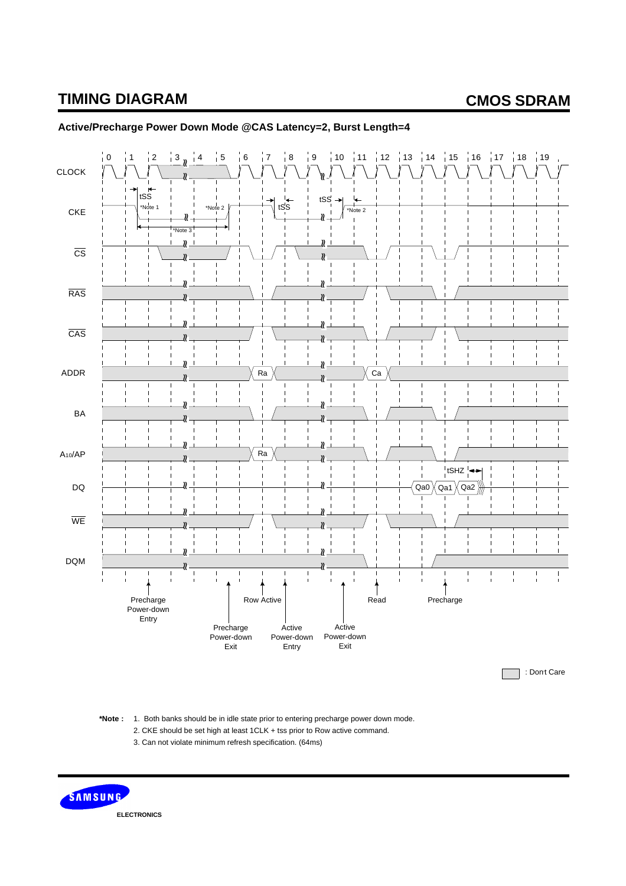## Active/Precharge Power Down Mode @CAS Latency=2, Burst Length=4

CLOCK 0 1 2 3 4 5 6 7 8 9 10 11 12 13 14 15 16 17 18 19

CKE: tSS *Note 1, *Note 2, *Note 3, tSS, tSS *Note 2

CS

RAS

CAS

ADDR: Ra, Ca

BA

A10/AP: Ra

DQ: tSHZ, Qa0, Qa1, Qa2

WE

DQM

Precharge Power-down Entry

Precharge Power-down Exit

Row Active

Active Power-down Entry

Active Power-down Exit

Read

Precharge

: Don't Care

**\*Note :** 1. Both banks should be in idle state prior to entering precharge power down mode.

2. CKE should be set high at least 1CLK + tss prior to Row active command.

3. Can not violate minimum refresh specification. (64ms)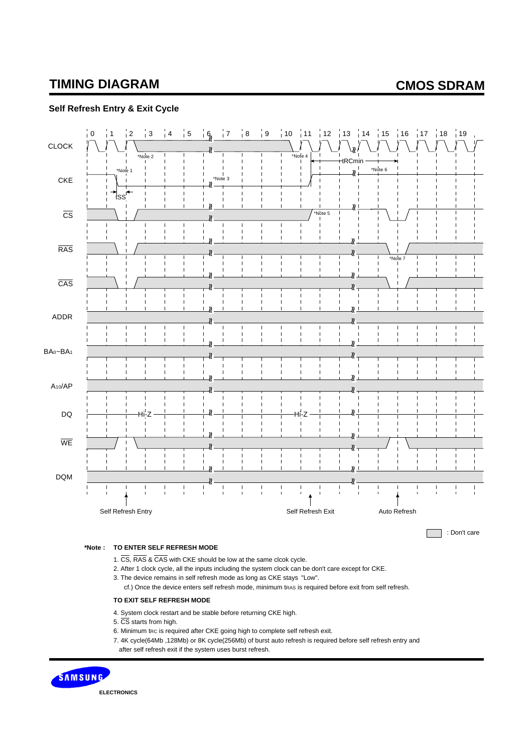## Self Refresh Entry & Exit Cycle

CLOCK, CKE, $\overline{CS}$, $\overline{RAS}$, $\overline{CAS}$, ADDR, BA0~BA1, A10/AP, DQ, $\overline{WE}$, DQM

Clock cycles 0–19; tSS; tRCmin; Hi-Z; *Note 1 – *Note 7

Self Refresh Entry — Self Refresh Exit — Auto Refresh

: Don't care

**\*Note : TO ENTER SELF REFRESH MODE**

1. $\overline{CS}$, $\overline{RAS}$ & $\overline{CAS}$ with CKE should be low at the same clcok cycle.
2. After 1 clock cycle, all the inputs including the system clock can be don't care except for CKE.
3. The device remains in self refresh mode as long as CKE stays "Low".
   cf.) Once the device enters self refresh mode, minimum $t_{RAS}$ is required before exit from self refresh.

**TO EXIT SELF REFRESH MODE**

4. System clock restart and be stable before returning CKE high.
5. $\overline{CS}$ starts from high.
6. Minimum $t_{RC}$ is required after CKE going high to complete self refresh exit.
7. 4K cycle(64Mb ,128Mb) or 8K cycle(256Mb) of burst auto refresh is required before self refresh entry and after self refresh exit if the system uses burst refresh.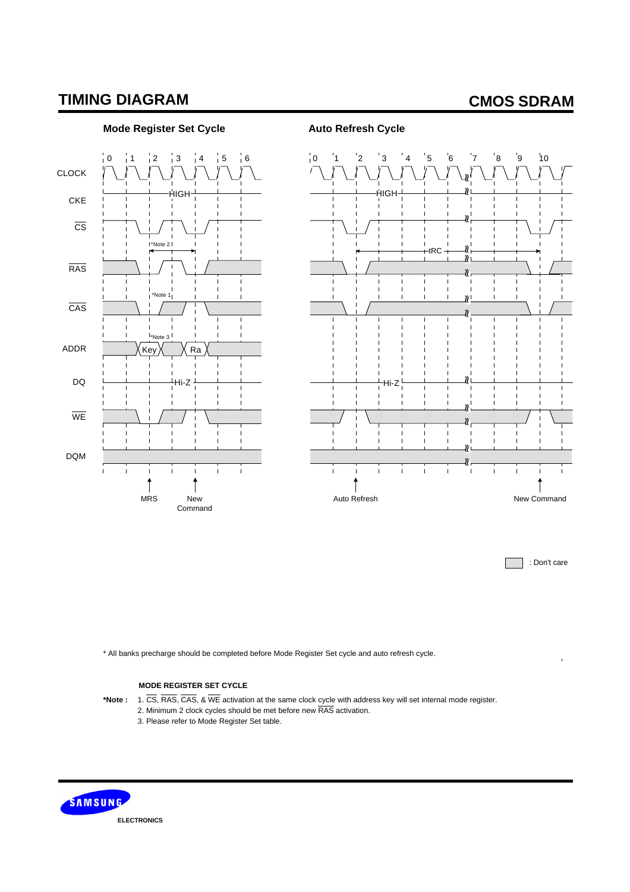# TIMING DIAGRAM

## Mode Register Set Cycle

0 1 2 3 4 5 6

CLOCK

CKE HIGH

CS

*Note 2

RAS

*Note 1

CAS

*Note 3

ADDR Key Ra

DQ Hi-Z

WE

DQM

MRS

New Command

## Auto Refresh Cycle

0 1 2 3 4 5 6 7 8 9 10

CLOCK

CKE HIGH

CS

tRC

RAS

CAS

ADDR

DQ Hi-Z

WE

DQM

Auto Refresh

New Command

: Don't care

* All banks precharge should be completed before Mode Register Set cycle and auto refresh cycle.

**MODE REGISTER SET CYCLE**

**\*Note :** 1. CS, RAS, CAS, & WE activation at the same clock cycle with address key will set internal mode register.
2. Minimum 2 clock cycles should be met before new RAS activation.
3. Please refer to Mode Register Set table.